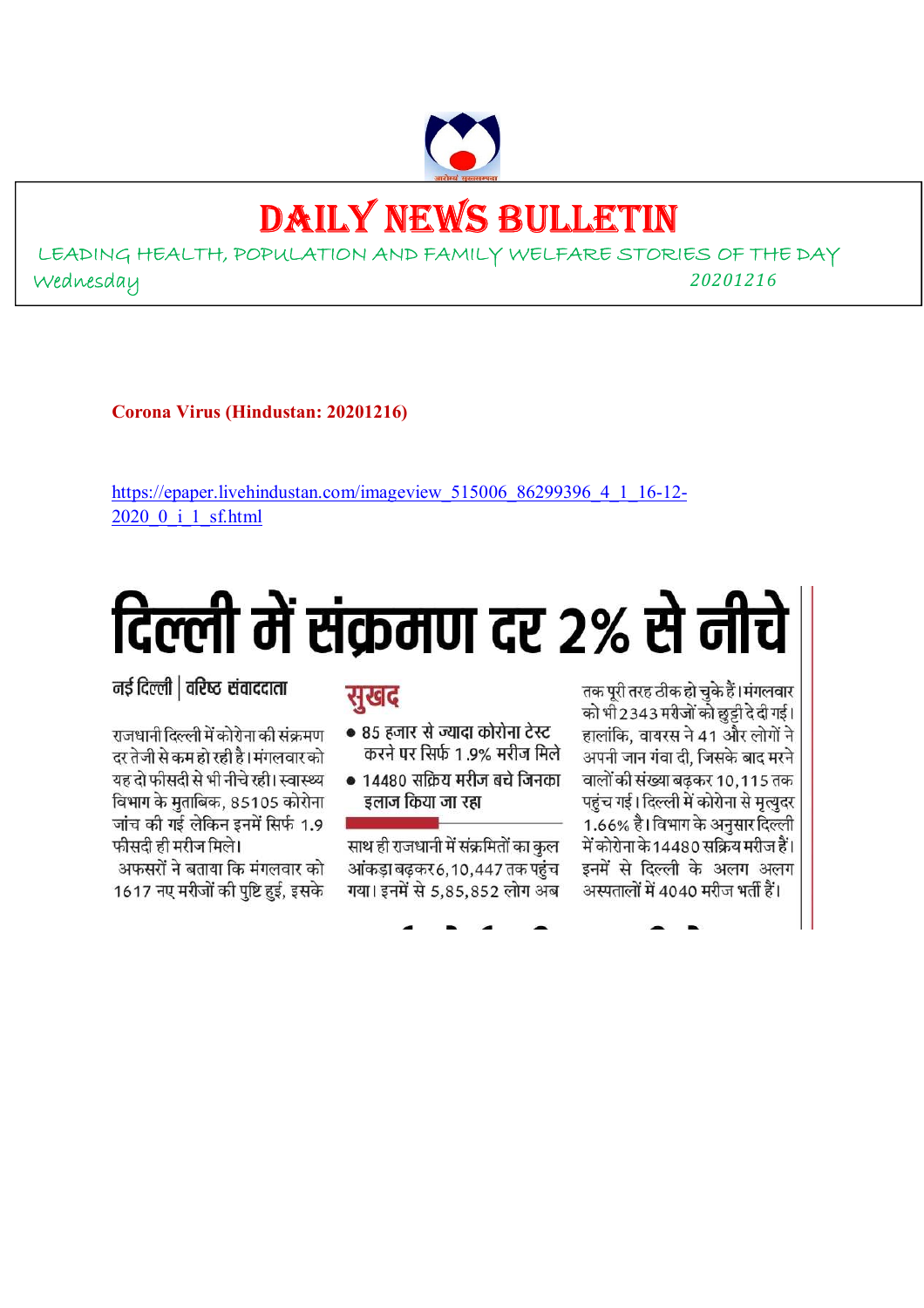# DAILY NEWS BULLETIN

LEADING HEALTH, POPULATION AND FAMILY WELFARE STORIES OF THE DAY

Wednesday 20201216

**Corona Virus (Hindustan: 20201216)**

https://epaper.livehindustan.com/imageview_515006_86299396_4_1_16-12-2020_0_i_1_sf.html

# दिल्ली में संक्रमण दर 2% से नीचे

**नई दिल्ली | वरिष्ठ संवाददाता**

राजधानी दिल्ली में कोरोना की संक्रमण दर तेजी से कम हो रही है। मंगलवार को यह दो फीसदी से भी नीचे रही। स्वास्थ्य विभाग के मुताबिक, 85105 कोरोना जांच की गई लेकिन इनमें सिर्फ 1.9 फीसदी ही मरीज मिले।

अफसरों ने बताया कि मंगलवार को 1617 नए मरीजों की पुष्टि हुई, इसके साथ ही राजधानी में संक्रमितों का कुल आंकड़ा बढ़कर 6,10,447 तक पहुंच गया। इनमें से 5,85,852 लोग अब तक पूरी तरह ठीक हो चुके हैं। मंगलवार को भी 2343 मरीजों को छुट्टी दे दी गई। हालांकि, वायरस ने 41 और लोगों ने अपनी जान गंवा दी, जिसके बाद मरने वालों की संख्या बढ़कर 10,115 तक पहुंच गई। दिल्ली में कोरोना से मृत्युदर 1.66% है। विभाग के अनुसार दिल्ली में कोरोना के 14480 सक्रिय मरीज हैं। इनमें से दिल्ली के अलग अलग अस्पतालों में 4040 मरीज भर्ती हैं।

**सुखद**

- 85 हजार से ज्यादा कोरोना टेस्ट करने पर सिर्फ 1.9% मरीज मिले
- 14480 सक्रिय मरीज बचे जिनका इलाज किया जा रहा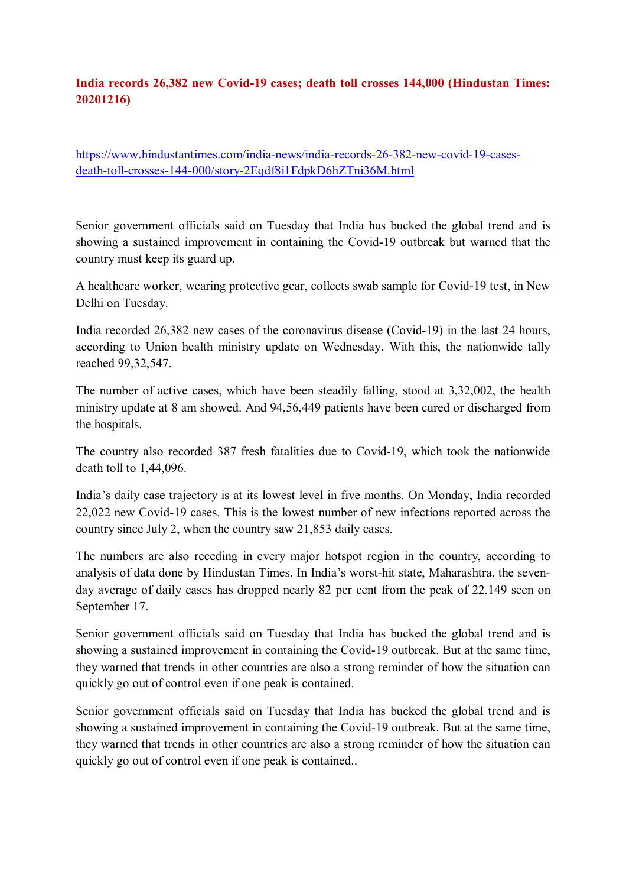**India records 26,382 new Covid-19 cases; death toll crosses 144,000 (Hindustan Times: 20201216)**

https://www.hindustantimes.com/india-news/india-records-26-382-new-covid-19-cases-death-toll-crosses-144-000/story-2Eqdf8i1FdpkD6hZTni36M.html

Senior government officials said on Tuesday that India has bucked the global trend and is showing a sustained improvement in containing the Covid-19 outbreak but warned that the country must keep its guard up.

A healthcare worker, wearing protective gear, collects swab sample for Covid-19 test, in New Delhi on Tuesday.

India recorded 26,382 new cases of the coronavirus disease (Covid-19) in the last 24 hours, according to Union health ministry update on Wednesday. With this, the nationwide tally reached 99,32,547.

The number of active cases, which have been steadily falling, stood at 3,32,002, the health ministry update at 8 am showed. And 94,56,449 patients have been cured or discharged from the hospitals.

The country also recorded 387 fresh fatalities due to Covid-19, which took the nationwide death toll to 1,44,096.

India's daily case trajectory is at its lowest level in five months. On Monday, India recorded 22,022 new Covid-19 cases. This is the lowest number of new infections reported across the country since July 2, when the country saw 21,853 daily cases.

The numbers are also receding in every major hotspot region in the country, according to analysis of data done by Hindustan Times. In India's worst-hit state, Maharashtra, the seven-day average of daily cases has dropped nearly 82 per cent from the peak of 22,149 seen on September 17.

Senior government officials said on Tuesday that India has bucked the global trend and is showing a sustained improvement in containing the Covid-19 outbreak. But at the same time, they warned that trends in other countries are also a strong reminder of how the situation can quickly go out of control even if one peak is contained.

Senior government officials said on Tuesday that India has bucked the global trend and is showing a sustained improvement in containing the Covid-19 outbreak. But at the same time, they warned that trends in other countries are also a strong reminder of how the situation can quickly go out of control even if one peak is contained..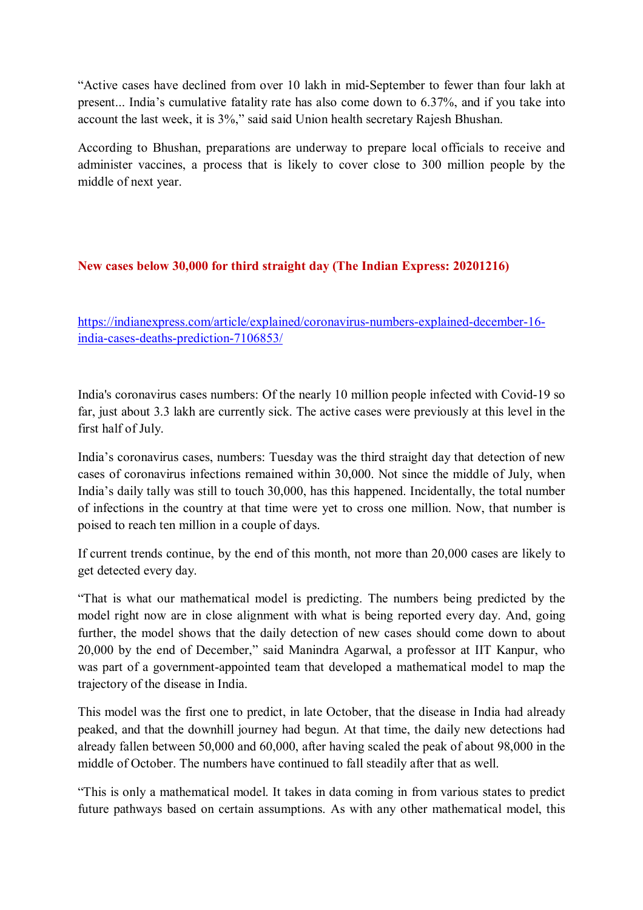"Active cases have declined from over 10 lakh in mid-September to fewer than four lakh at present... India's cumulative fatality rate has also come down to 6.37%, and if you take into account the last week, it is 3%," said said Union health secretary Rajesh Bhushan.

According to Bhushan, preparations are underway to prepare local officials to receive and administer vaccines, a process that is likely to cover close to 300 million people by the middle of next year.

## New cases below 30,000 for third straight day (The Indian Express: 20201216)

https://indianexpress.com/article/explained/coronavirus-numbers-explained-december-16-india-cases-deaths-prediction-7106853/

India's coronavirus cases numbers: Of the nearly 10 million people infected with Covid-19 so far, just about 3.3 lakh are currently sick. The active cases were previously at this level in the first half of July.

India's coronavirus cases, numbers: Tuesday was the third straight day that detection of new cases of coronavirus infections remained within 30,000. Not since the middle of July, when India's daily tally was still to touch 30,000, has this happened. Incidentally, the total number of infections in the country at that time were yet to cross one million. Now, that number is poised to reach ten million in a couple of days.

If current trends continue, by the end of this month, not more than 20,000 cases are likely to get detected every day.

"That is what our mathematical model is predicting. The numbers being predicted by the model right now are in close alignment with what is being reported every day. And, going further, the model shows that the daily detection of new cases should come down to about 20,000 by the end of December," said Manindra Agarwal, a professor at IIT Kanpur, who was part of a government-appointed team that developed a mathematical model to map the trajectory of the disease in India.

This model was the first one to predict, in late October, that the disease in India had already peaked, and that the downhill journey had begun. At that time, the daily new detections had already fallen between 50,000 and 60,000, after having scaled the peak of about 98,000 in the middle of October. The numbers have continued to fall steadily after that as well.

"This is only a mathematical model. It takes in data coming in from various states to predict future pathways based on certain assumptions. As with any other mathematical model, this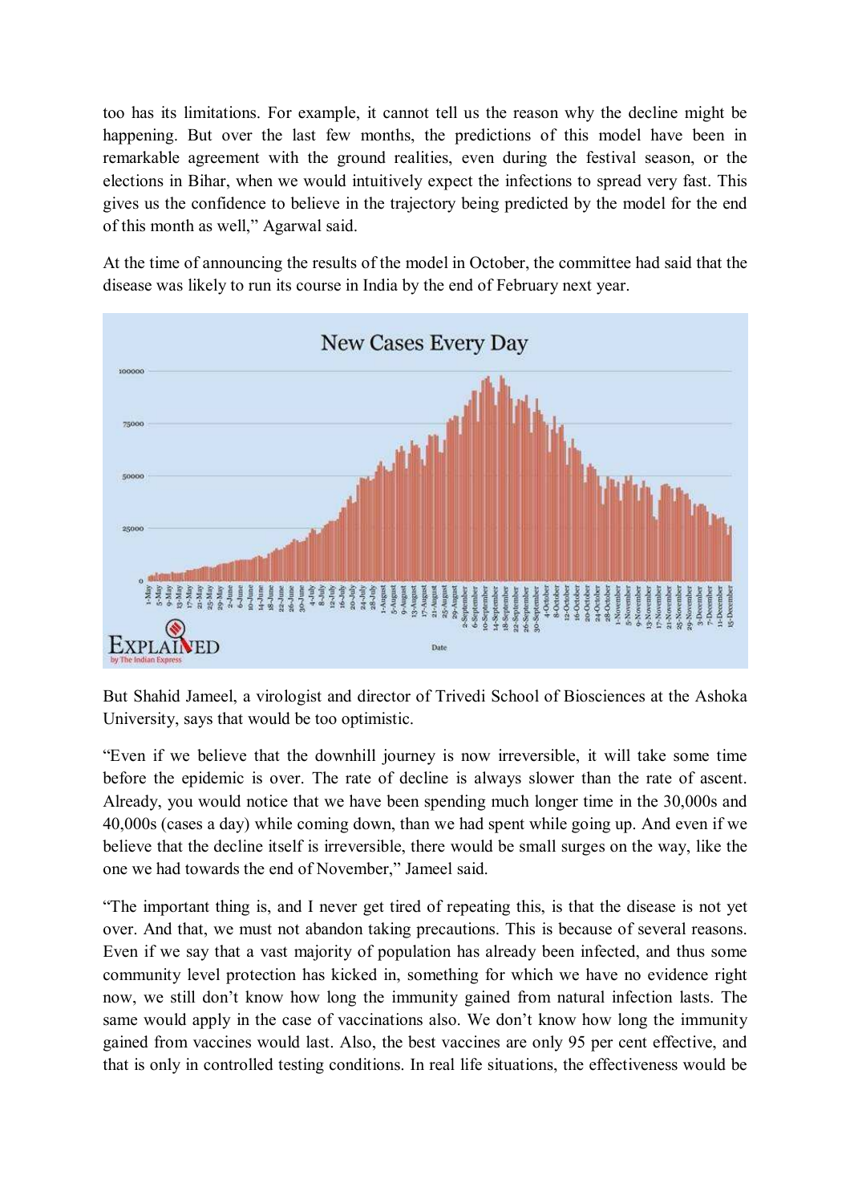too has its limitations. For example, it cannot tell us the reason why the decline might be happening. But over the last few months, the predictions of this model have been in remarkable agreement with the ground realities, even during the festival season, or the elections in Bihar, when we would intuitively expect the infections to spread very fast. This gives us the confidence to believe in the trajectory being predicted by the model for the end of this month as well," Agarwal said.

At the time of announcing the results of the model in October, the committee had said that the disease was likely to run its course in India by the end of February next year.

But Shahid Jameel, a virologist and director of Trivedi School of Biosciences at the Ashoka University, says that would be too optimistic.

"Even if we believe that the downhill journey is now irreversible, it will take some time before the epidemic is over. The rate of decline is always slower than the rate of ascent. Already, you would notice that we have been spending much longer time in the 30,000s and 40,000s (cases a day) while coming down, than we had spent while going up. And even if we believe that the decline itself is irreversible, there would be small surges on the way, like the one we had towards the end of November," Jameel said.

"The important thing is, and I never get tired of repeating this, is that the disease is not yet over. And that, we must not abandon taking precautions. This is because of several reasons. Even if we say that a vast majority of population has already been infected, and thus some community level protection has kicked in, something for which we have no evidence right now, we still don't know how long the immunity gained from natural infection lasts. The same would apply in the case of vaccinations also. We don't know how long the immunity gained from vaccines would last. Also, the best vaccines are only 95 per cent effective, and that is only in controlled testing conditions. In real life situations, the effectiveness would be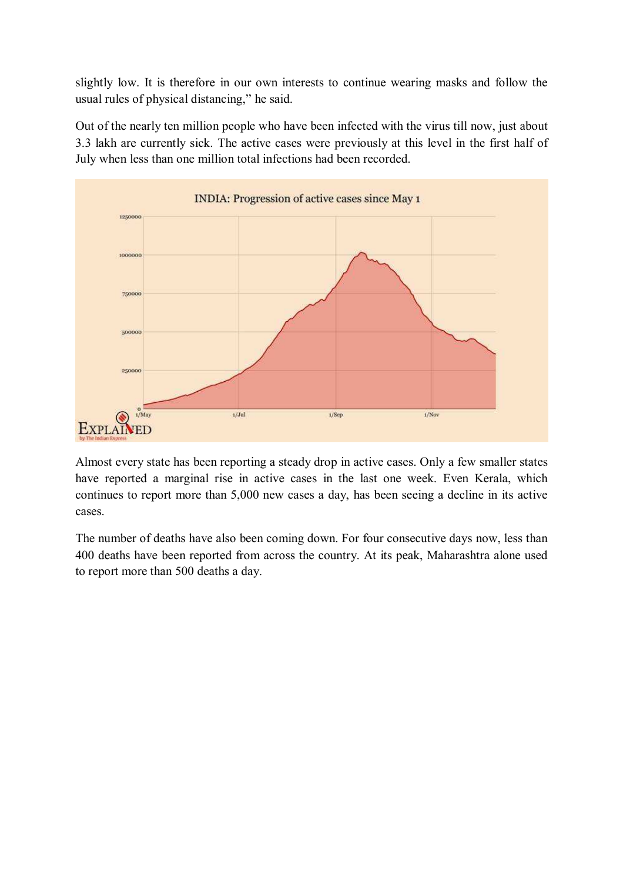slightly low. It is therefore in our own interests to continue wearing masks and follow the usual rules of physical distancing," he said.

Out of the nearly ten million people who have been infected with the virus till now, just about 3.3 lakh are currently sick. The active cases were previously at this level in the first half of July when less than one million total infections had been recorded.

Almost every state has been reporting a steady drop in active cases. Only a few smaller states have reported a marginal rise in active cases in the last one week. Even Kerala, which continues to report more than 5,000 new cases a day, has been seeing a decline in its active cases.

The number of deaths have also been coming down. For four consecutive days now, less than 400 deaths have been reported from across the country. At its peak, Maharashtra alone used to report more than 500 deaths a day.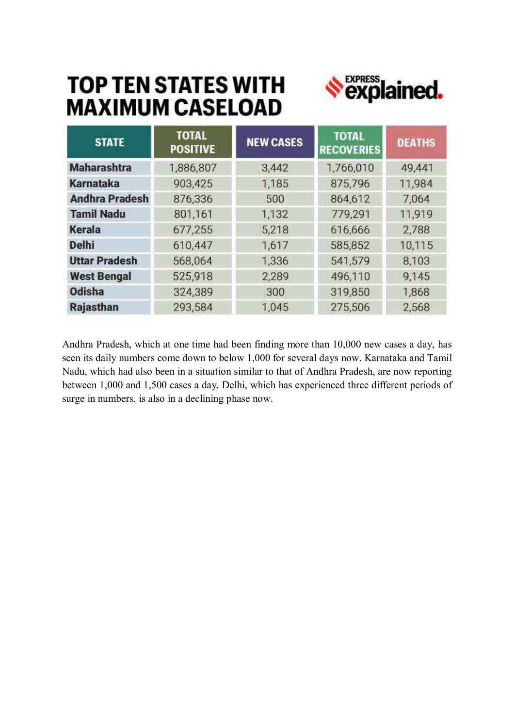# TOP TEN STATES WITH MAXIMUM CASELOAD

Express explained.

| STATE | TOTAL POSITIVE | NEW CASES | TOTAL RECOVERIES | DEATHS |
|---|---|---|---|---|
| Maharashtra | 1,886,807 | 3,442 | 1,766,010 | 49,441 |
| Karnataka | 903,425 | 1,185 | 875,796 | 11,984 |
| Andhra Pradesh | 876,336 | 500 | 864,612 | 7,064 |
| Tamil Nadu | 801,161 | 1,132 | 779,291 | 11,919 |
| Kerala | 677,255 | 5,218 | 616,666 | 2,788 |
| Delhi | 610,447 | 1,617 | 585,852 | 10,115 |
| Uttar Pradesh | 568,064 | 1,336 | 541,579 | 8,103 |
| West Bengal | 525,918 | 2,289 | 496,110 | 9,145 |
| Odisha | 324,389 | 300 | 319,850 | 1,868 |
| Rajasthan | 293,584 | 1,045 | 275,506 | 2,568 |

Andhra Pradesh, which at one time had been finding more than 10,000 new cases a day, has seen its daily numbers come down to below 1,000 for several days now. Karnataka and Tamil Nadu, which had also been in a situation similar to that of Andhra Pradesh, are now reporting between 1,000 and 1,500 cases a day. Delhi, which has experienced three different periods of surge in numbers, is also in a declining phase now.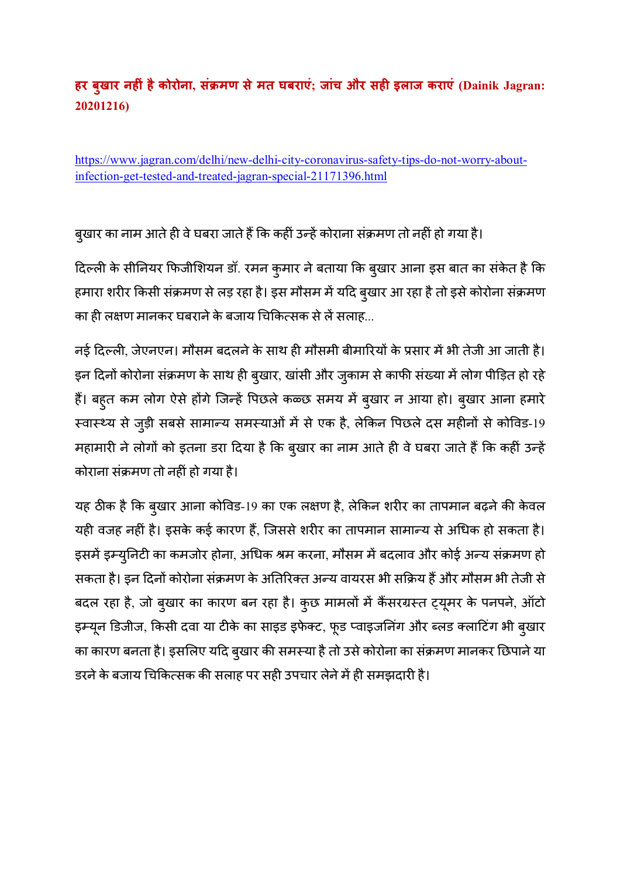## हर बुखार नहीं है कोरोना, संक्रमण से मत घबराएं; जांच और सही इलाज कराएं (Dainik Jagran: 20201216)

https://www.jagran.com/delhi/new-delhi-city-coronavirus-safety-tips-do-not-worry-about-infection-get-tested-and-treated-jagran-special-21171396.html

बुखार का नाम आते ही वे घबरा जाते हैं कि कहीं उन्हें कोराना संक्रमण तो नहीं हो गया है।

दिल्ली के सीनियर फिजीशियन डॉ. रमन कुमार ने बताया कि बुखार आना इस बात का संकेत है कि हमारा शरीर किसी संक्रमण से लड़ रहा है। इस मौसम में यदि बुखार आ रहा है तो इसे कोरोना संक्रमण का ही लक्षण मानकर घबराने के बजाय चिकित्सक से लें सलाह...

नई दिल्ली, जेएनएन। मौसम बदलने के साथ ही मौसमी बीमारियों के प्रसार में भी तेजी आ जाती है। इन दिनों कोरोना संक्रमण के साथ ही बुखार, खांसी और जुकाम से काफी संख्या में लोग पीड़ित हो रहे हैं। बहुत कम लोग ऐसे होंगे जिन्हें पिछले कळ्छ समय में बुखार न आया हो। बुखार आना हमारे स्वास्थ्य से जुड़ी सबसे सामान्य समस्याओं में से एक है, लेकिन पिछले दस महीनों से कोविड-19 महामारी ने लोगों को इतना डरा दिया है कि बुखार का नाम आते ही वे घबरा जाते हैं कि कहीं उन्हें कोराना संक्रमण तो नहीं हो गया है।

यह ठीक है कि बुखार आना कोविड-19 का एक लक्षण है, लेकिन शरीर का तापमान बढ़ने की केवल यही वजह नहीं है। इसके कई कारण हैं, जिससे शरीर का तापमान सामान्य से अधिक हो सकता है। इसमें इम्युनिटी का कमजोर होना, अधिक श्रम करना, मौसम में बदलाव और कोई अन्य संक्रमण हो सकता है। इन दिनों कोरोना संक्रमण के अतिरिक्त अन्य वायरस भी सक्रिय हैं और मौसम भी तेजी से बदल रहा है, जो बुखार का कारण बन रहा है। कुछ मामलों में कैंसरग्रस्त ट्यूमर के पनपने, ऑटो इम्यून डिजीज, किसी दवा या टीके का साइड इफेक्ट, फूड प्वाइजनिंग और ब्लड क्लाटिंग भी बुखार का कारण बनता है। इसलिए यदि बुखार की समस्या है तो उसे कोरोना का संक्रमण मानकर छिपाने या डरने के बजाय चिकित्सक की सलाह पर सही उपचार लेने में ही समझदारी है।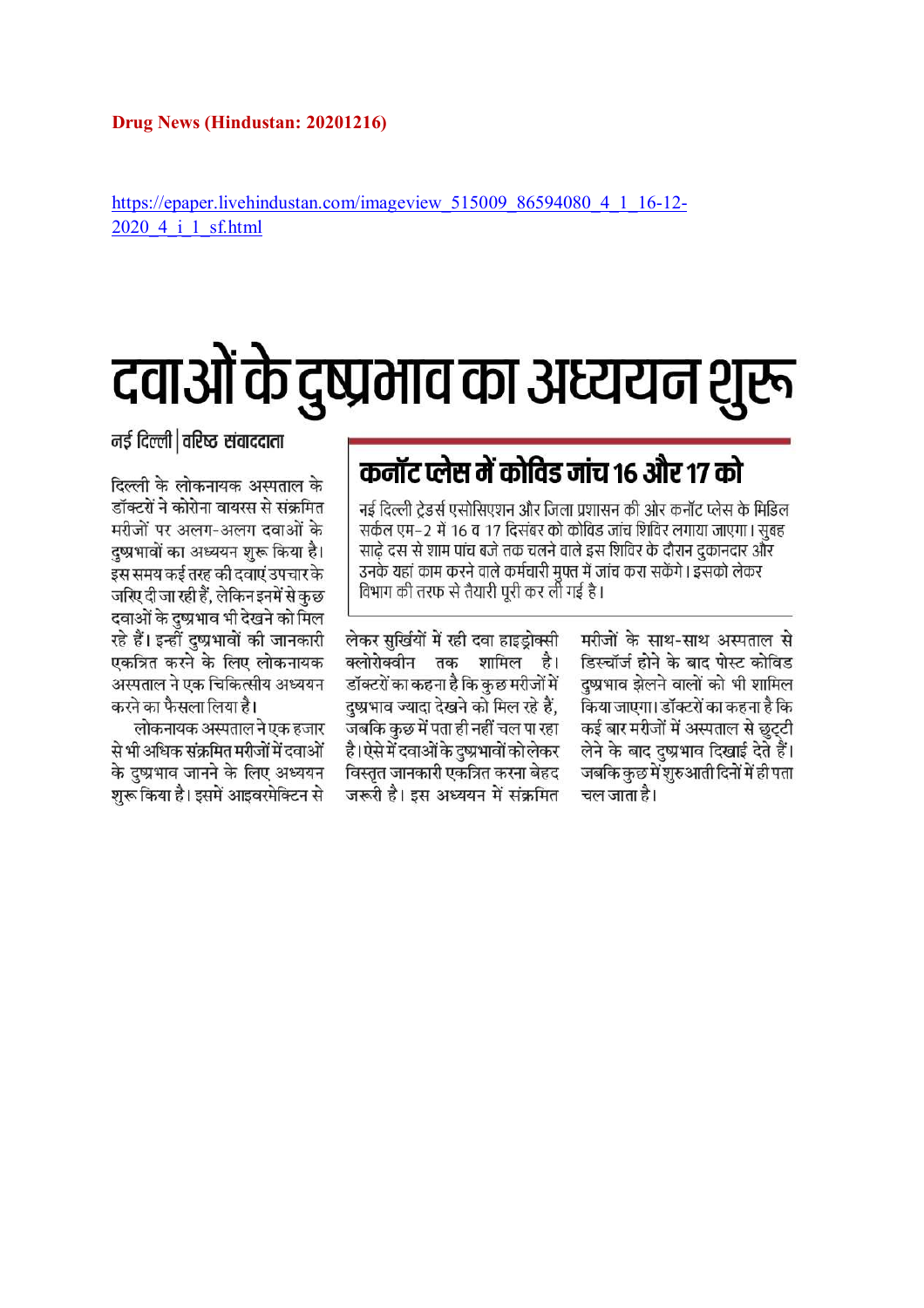**Drug News (Hindustan: 20201216)**

https://epaper.livehindustan.com/imageview_515009_86594080_4_1_16-12-2020_4_i_1_sf.html

# दवाओं के दुष्प्रभाव का अध्ययन शुरू

**नई दिल्ली | वरिष्ठ संवाददाता**

दिल्ली के लोकनायक अस्पताल के डॉक्टरों ने कोरोना वायरस से संक्रमित मरीजों पर अलग-अलग दवाओं के दुष्प्रभावों का अध्ययन शुरू किया है। इस समय कई तरह की दवाएं उपचार के जरिए दी जा रही हैं, लेकिन इनमें से कुछ दवाओं के दुष्प्रभाव भी देखने को मिल रहे हैं। इन्हीं दुष्प्रभावों की जानकारी एकत्रित करने के लिए लोकनायक अस्पताल ने एक चिकित्सीय अध्ययन करने का फैसला लिया है।

लोकनायक अस्पताल ने एक हजार से भी अधिक संक्रमित मरीजों में दवाओं के दुष्प्रभाव जानने के लिए अध्ययन शुरू किया है। इसमें आइवरमेक्टिन से लेकर सुर्खियों में रही दवा हाइड्रोक्सी क्लोरोक्वीन तक शामिल है। डॉक्टरों का कहना है कि कुछ मरीजों में दुष्प्रभाव ज्यादा देखने को मिल रहे हैं, जबकि कुछ में पता ही नहीं चल पा रहा है। ऐसे में दवाओं के दुष्प्रभावों को लेकर विस्तृत जानकारी एकत्रित करना बेहद जरूरी है। इस अध्ययन में संक्रमित मरीजों के साथ-साथ अस्पताल से डिस्चॉर्ज होने के बाद पोस्ट कोविड दुष्प्रभाव झेलने वालों को भी शामिल किया जाएगा। डॉक्टरों का कहना है कि कई बार मरीजों में अस्पताल से छुट्टी लेने के बाद दुष्प्रभाव दिखाई देते हैं। जबकि कुछ में शुरुआती दिनों में ही पता चल जाता है।

## कनॉट प्लेस में कोविड जांच 16 और 17 को

नई दिल्ली ट्रेडर्स एसोसिएशन और जिला प्रशासन की ओर कनॉट प्लेस के मिडिल सर्कल एम-2 में 16 व 17 दिसंबर को कोविड जांच शिविर लगाया जाएगा। सुबह साढ़े दस से शाम पांच बजे तक चलने वाले इस शिविर के दौरान दुकानदार और उनके यहां काम करने वाले कर्मचारी मुफ्त में जांच करा सकेंगे। इसको लेकर विभाग की तरफ से तैयारी पूरी कर ली गई है।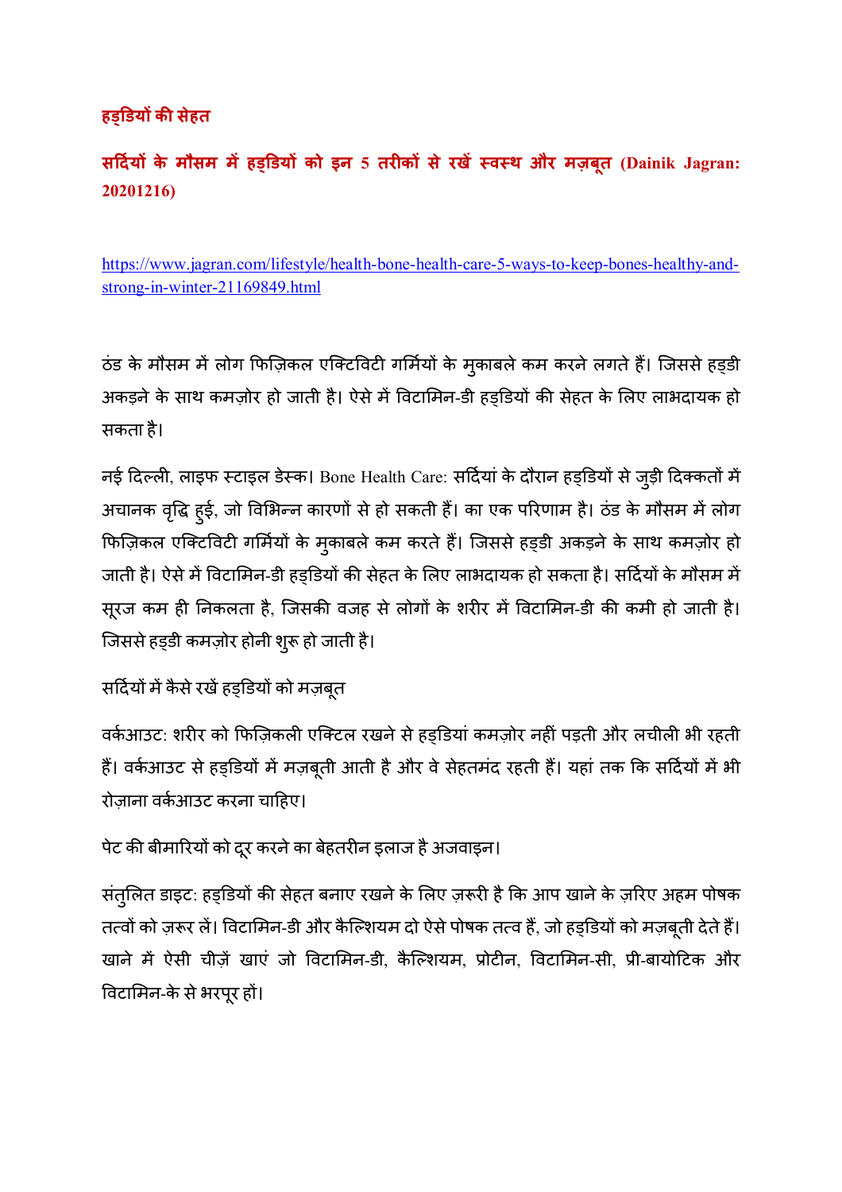## हड्डियों की सेहत

### सर्दियों के मौसम में हड्डियों को इन 5 तरीकों से रखें स्वस्थ और मज़बूत (Dainik Jagran: 20201216)

https://www.jagran.com/lifestyle/health-bone-health-care-5-ways-to-keep-bones-healthy-and-strong-in-winter-21169849.html

ठंड के मौसम में लोग फिज़िकल एक्टिविटी गर्मियों के मुकाबले कम करने लगते हैं। जिससे हड्डी अकड़ने के साथ कमज़ोर हो जाती है। ऐसे में विटामिन-डी हड्डियों की सेहत के लिए लाभदायक हो सकता है।

नई दिल्ली, लाइफ स्टाइल डेस्क। Bone Health Care: सर्दियां के दौरान हड्डियों से जुड़ी दिक्कतों में अचानक वृद्धि हुई, जो विभिन्न कारणों से हो सकती हैं। का एक परिणाम है। ठंड के मौसम में लोग फिज़िकल एक्टिविटी गर्मियों के मुकाबले कम करते हैं। जिससे हड्डी अकड़ने के साथ कमज़ोर हो जाती है। ऐसे में विटामिन-डी हड्डियों की सेहत के लिए लाभदायक हो सकता है। सर्दियों के मौसम में सूरज कम ही निकलता है, जिसकी वजह से लोगों के शरीर में विटामिन-डी की कमी हो जाती है। जिससे हड्डी कमज़ोर होनी शुरू हो जाती है।

सर्दियों में कैसे रखें हड्डियों को मज़बूत

वर्कआउट: शरीर को फिज़िकली एक्टिल रखने से हड्डियां कमज़ोर नहीं पड़ती और लचीली भी रहती हैं। वर्कआउट से हड्डियों में मज़बूती आती है और वे सेहतमंद रहती हैं। यहां तक कि सर्दियों में भी रोज़ाना वर्कआउट करना चाहिए।

पेट की बीमारियों को दूर करने का बेहतरीन इलाज है अजवाइन।

संतुलित डाइट: हड्डियों की सेहत बनाए रखने के लिए ज़रूरी है कि आप खाने के ज़रिए अहम पोषक तत्वों को ज़रूर लें। विटामिन-डी और कैल्शियम दो ऐसे पोषक तत्व हैं, जो हड्डियों को मज़बूती देते हैं। खाने में ऐसी चीज़ें खाएं जो विटामिन-डी, कैल्शियम, प्रोटीन, विटामिन-सी, प्री-बायोटिक और विटामिन-के से भरपूर हों।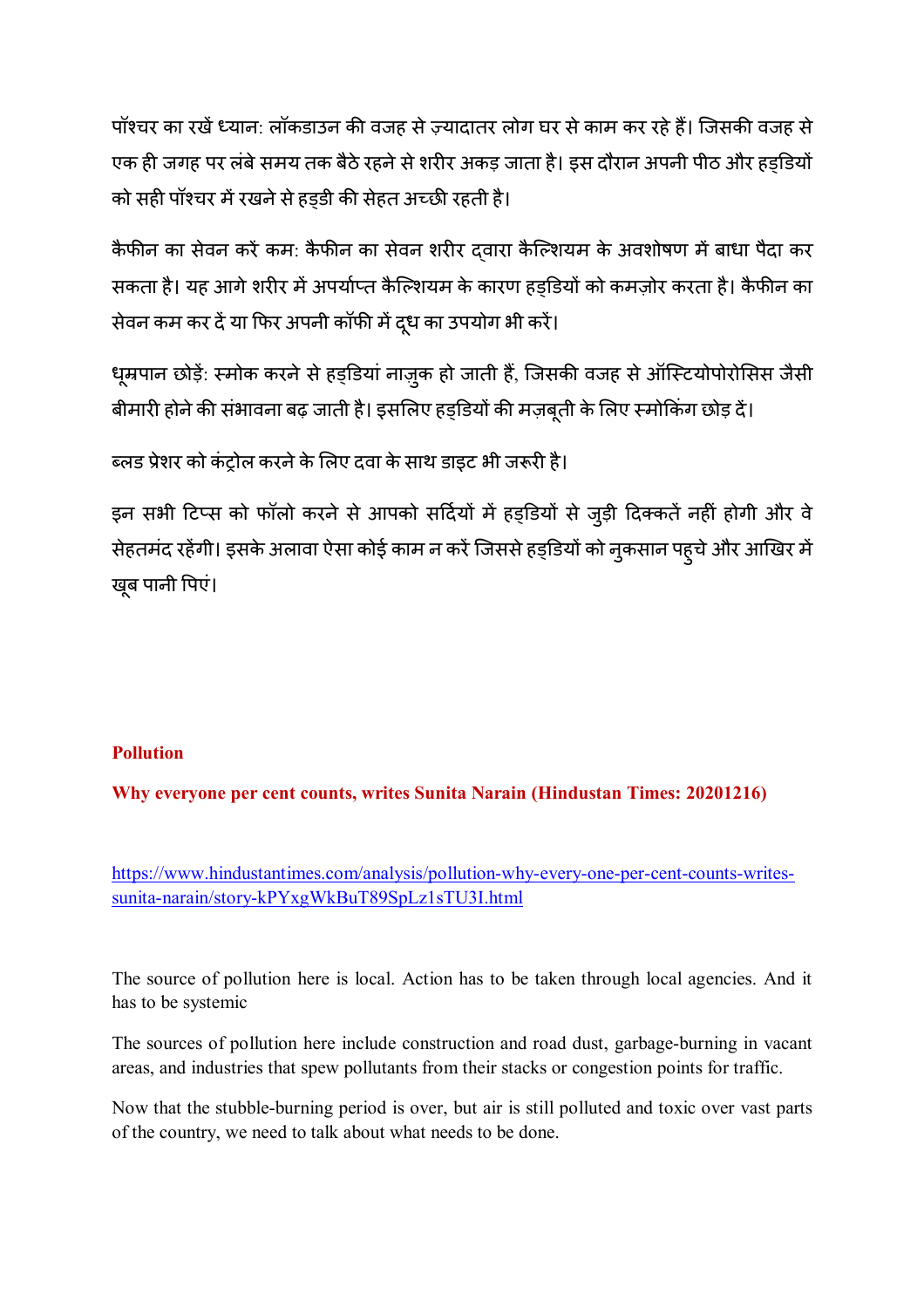पॉश्चर का रखें ध्यान: लॉकडाउन की वजह से ज़्यादातर लोग घर से काम कर रहे हैं। जिसकी वजह से एक ही जगह पर लंबे समय तक बैठे रहने से शरीर अकड़ जाता है। इस दौरान अपनी पीठ और हड्डियों को सही पॉश्चर में रखने से हड्डी की सेहत अच्छी रहती है।

कैफीन का सेवन करें कम: कैफीन का सेवन शरीर द्वारा कैल्शियम के अवशोषण में बाधा पैदा कर सकता है। यह आगे शरीर में अपर्याप्त कैल्शियम के कारण हड्डियों को कमज़ोर करता है। कैफीन का सेवन कम कर दें या फिर अपनी कॉफी में दूध का उपयोग भी करें।

धूम्रपान छोड़ें: स्मोक करने से हड्डियां नाज़ुक हो जाती हैं, जिसकी वजह से ऑस्टियोपोरोसिस जैसी बीमारी होने की संभावना बढ़ जाती है। इसलिए हड्डियों की मज़बूती के लिए स्मोकिंग छोड़ दें।

ब्लड प्रेशर को कंट्रोल करने के लिए दवा के साथ डाइट भी जरूरी है।

इन सभी टिप्स को फॉलो करने से आपको सर्दियों में हड्डियों से जुड़ी दिक्कतें नहीं होगी और वे सेहतमंद रहेंगी। इसके अलावा ऐसा कोई काम न करें जिससे हड्डियों को नुकसान पहुचे और आखिर में खूब पानी पिएं।

**Pollution**

**Why everyone per cent counts, writes Sunita Narain (Hindustan Times: 20201216)**

https://www.hindustantimes.com/analysis/pollution-why-every-one-per-cent-counts-writes-sunita-narain/story-kPYxgWkBuT89SpLz1sTU3I.html

The source of pollution here is local. Action has to be taken through local agencies. And it has to be systemic

The sources of pollution here include construction and road dust, garbage-burning in vacant areas, and industries that spew pollutants from their stacks or congestion points for traffic.

Now that the stubble-burning period is over, but air is still polluted and toxic over vast parts of the country, we need to talk about what needs to be done.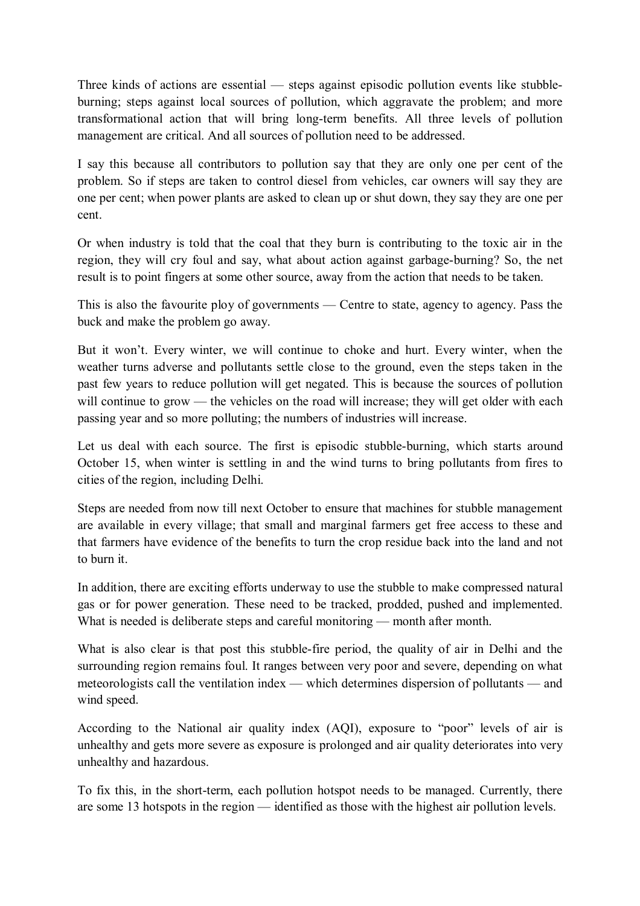Three kinds of actions are essential — steps against episodic pollution events like stubble-burning; steps against local sources of pollution, which aggravate the problem; and more transformational action that will bring long-term benefits. All three levels of pollution management are critical. And all sources of pollution need to be addressed.

I say this because all contributors to pollution say that they are only one per cent of the problem. So if steps are taken to control diesel from vehicles, car owners will say they are one per cent; when power plants are asked to clean up or shut down, they say they are one per cent.

Or when industry is told that the coal that they burn is contributing to the toxic air in the region, they will cry foul and say, what about action against garbage-burning? So, the net result is to point fingers at some other source, away from the action that needs to be taken.

This is also the favourite ploy of governments — Centre to state, agency to agency. Pass the buck and make the problem go away.

But it won't. Every winter, we will continue to choke and hurt. Every winter, when the weather turns adverse and pollutants settle close to the ground, even the steps taken in the past few years to reduce pollution will get negated. This is because the sources of pollution will continue to grow — the vehicles on the road will increase; they will get older with each passing year and so more polluting; the numbers of industries will increase.

Let us deal with each source. The first is episodic stubble-burning, which starts around October 15, when winter is settling in and the wind turns to bring pollutants from fires to cities of the region, including Delhi.

Steps are needed from now till next October to ensure that machines for stubble management are available in every village; that small and marginal farmers get free access to these and that farmers have evidence of the benefits to turn the crop residue back into the land and not to burn it.

In addition, there are exciting efforts underway to use the stubble to make compressed natural gas or for power generation. These need to be tracked, prodded, pushed and implemented. What is needed is deliberate steps and careful monitoring — month after month.

What is also clear is that post this stubble-fire period, the quality of air in Delhi and the surrounding region remains foul. It ranges between very poor and severe, depending on what meteorologists call the ventilation index — which determines dispersion of pollutants — and wind speed.

According to the National air quality index (AQI), exposure to "poor" levels of air is unhealthy and gets more severe as exposure is prolonged and air quality deteriorates into very unhealthy and hazardous.

To fix this, in the short-term, each pollution hotspot needs to be managed. Currently, there are some 13 hotspots in the region — identified as those with the highest air pollution levels.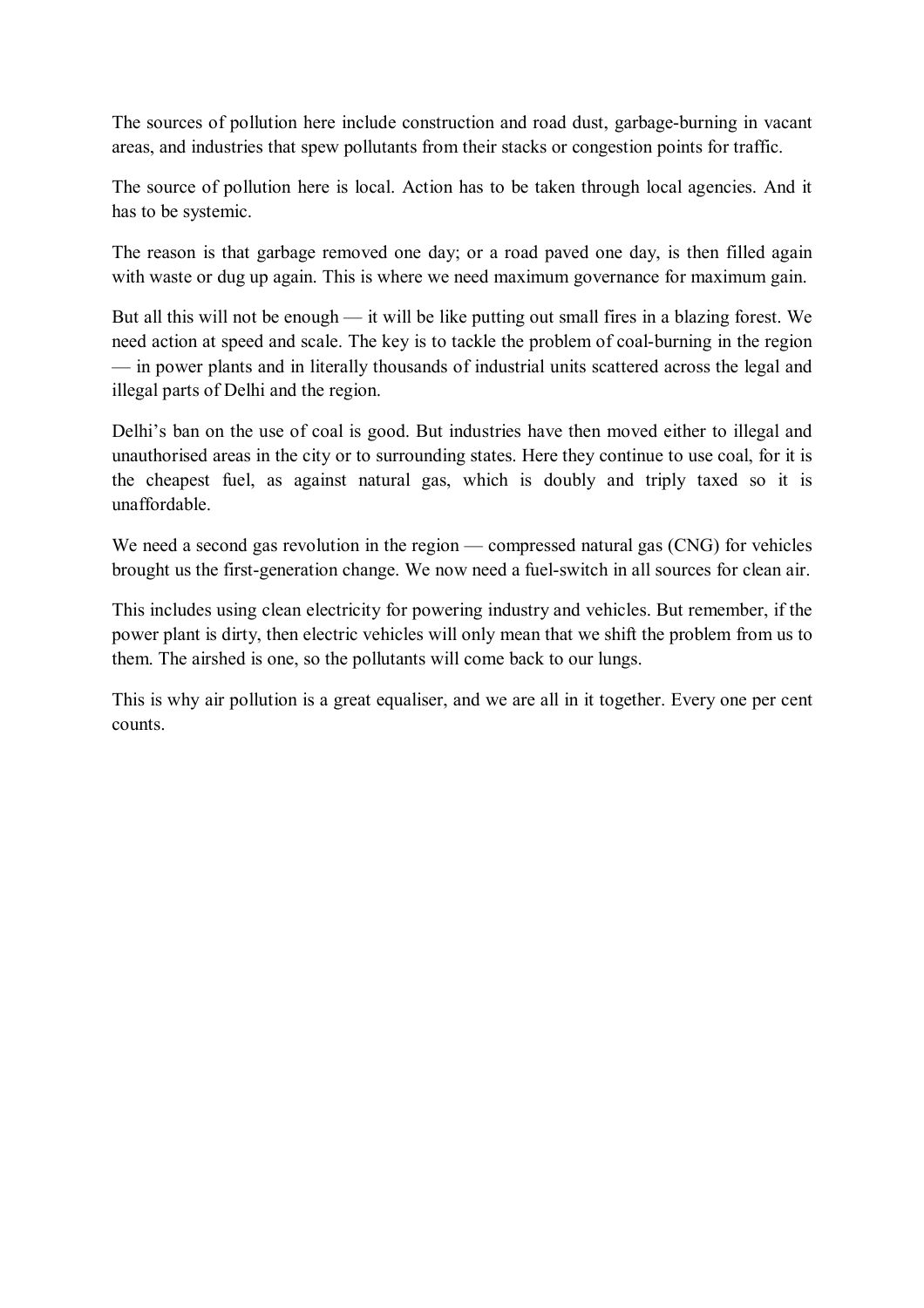The sources of pollution here include construction and road dust, garbage-burning in vacant areas, and industries that spew pollutants from their stacks or congestion points for traffic.

The source of pollution here is local. Action has to be taken through local agencies. And it has to be systemic.

The reason is that garbage removed one day; or a road paved one day, is then filled again with waste or dug up again. This is where we need maximum governance for maximum gain.

But all this will not be enough — it will be like putting out small fires in a blazing forest. We need action at speed and scale. The key is to tackle the problem of coal-burning in the region — in power plants and in literally thousands of industrial units scattered across the legal and illegal parts of Delhi and the region.

Delhi's ban on the use of coal is good. But industries have then moved either to illegal and unauthorised areas in the city or to surrounding states. Here they continue to use coal, for it is the cheapest fuel, as against natural gas, which is doubly and triply taxed so it is unaffordable.

We need a second gas revolution in the region — compressed natural gas (CNG) for vehicles brought us the first-generation change. We now need a fuel-switch in all sources for clean air.

This includes using clean electricity for powering industry and vehicles. But remember, if the power plant is dirty, then electric vehicles will only mean that we shift the problem from us to them. The airshed is one, so the pollutants will come back to our lungs.

This is why air pollution is a great equaliser, and we are all in it together. Every one per cent counts.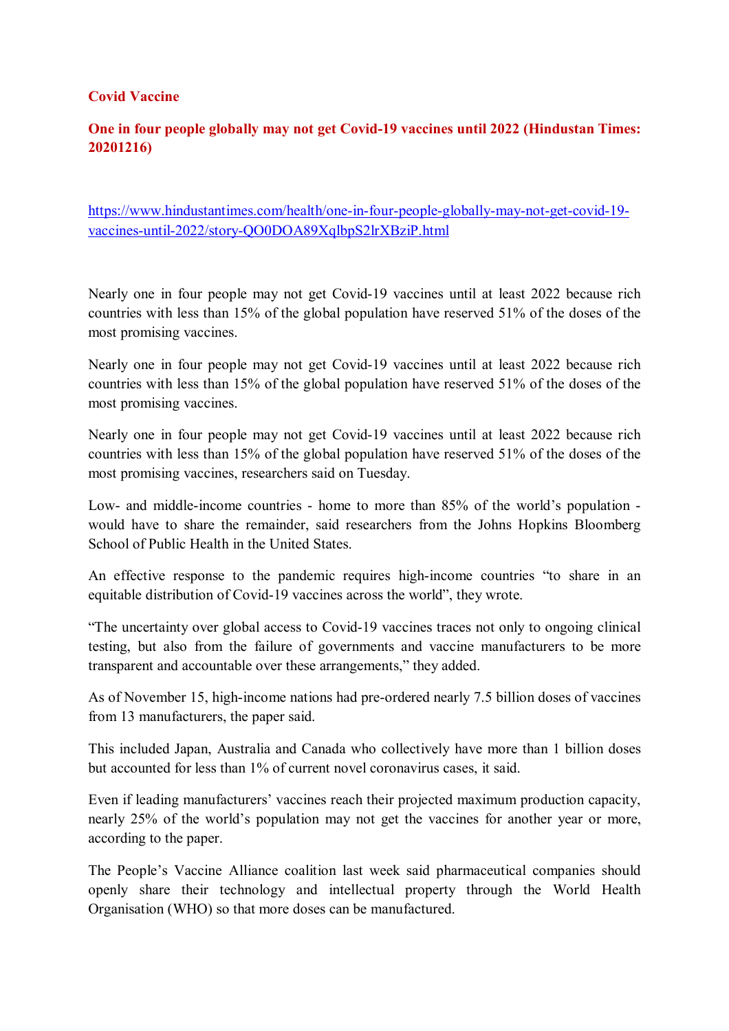**Covid Vaccine**

**One in four people globally may not get Covid-19 vaccines until 2022 (Hindustan Times: 20201216)**

https://www.hindustantimes.com/health/one-in-four-people-globally-may-not-get-covid-19-vaccines-until-2022/story-QO0DOA89XqlbpS2lrXBziP.html

Nearly one in four people may not get Covid-19 vaccines until at least 2022 because rich countries with less than 15% of the global population have reserved 51% of the doses of the most promising vaccines.

Nearly one in four people may not get Covid-19 vaccines until at least 2022 because rich countries with less than 15% of the global population have reserved 51% of the doses of the most promising vaccines.

Nearly one in four people may not get Covid-19 vaccines until at least 2022 because rich countries with less than 15% of the global population have reserved 51% of the doses of the most promising vaccines, researchers said on Tuesday.

Low- and middle-income countries - home to more than 85% of the world's population - would have to share the remainder, said researchers from the Johns Hopkins Bloomberg School of Public Health in the United States.

An effective response to the pandemic requires high-income countries "to share in an equitable distribution of Covid-19 vaccines across the world", they wrote.

"The uncertainty over global access to Covid-19 vaccines traces not only to ongoing clinical testing, but also from the failure of governments and vaccine manufacturers to be more transparent and accountable over these arrangements," they added.

As of November 15, high-income nations had pre-ordered nearly 7.5 billion doses of vaccines from 13 manufacturers, the paper said.

This included Japan, Australia and Canada who collectively have more than 1 billion doses but accounted for less than 1% of current novel coronavirus cases, it said.

Even if leading manufacturers' vaccines reach their projected maximum production capacity, nearly 25% of the world's population may not get the vaccines for another year or more, according to the paper.

The People's Vaccine Alliance coalition last week said pharmaceutical companies should openly share their technology and intellectual property through the World Health Organisation (WHO) so that more doses can be manufactured.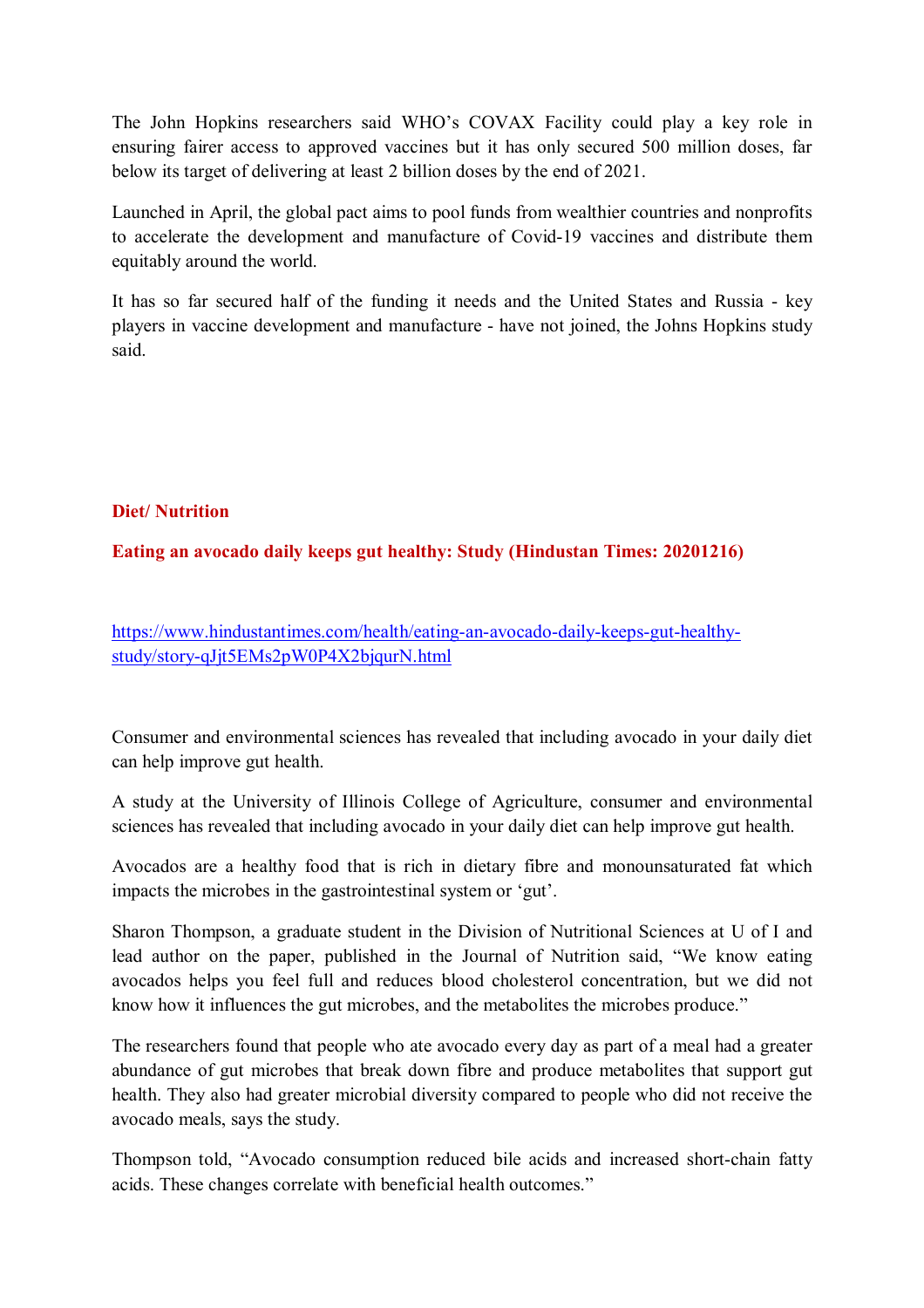The John Hopkins researchers said WHO's COVAX Facility could play a key role in ensuring fairer access to approved vaccines but it has only secured 500 million doses, far below its target of delivering at least 2 billion doses by the end of 2021.

Launched in April, the global pact aims to pool funds from wealthier countries and nonprofits to accelerate the development and manufacture of Covid-19 vaccines and distribute them equitably around the world.

It has so far secured half of the funding it needs and the United States and Russia - key players in vaccine development and manufacture - have not joined, the Johns Hopkins study said.

## Diet/ Nutrition

### Eating an avocado daily keeps gut healthy: Study (Hindustan Times: 20201216)

https://www.hindustantimes.com/health/eating-an-avocado-daily-keeps-gut-healthy-study/story-qJjt5EMs2pW0P4X2bjqurN.html

Consumer and environmental sciences has revealed that including avocado in your daily diet can help improve gut health.

A study at the University of Illinois College of Agriculture, consumer and environmental sciences has revealed that including avocado in your daily diet can help improve gut health.

Avocados are a healthy food that is rich in dietary fibre and monounsaturated fat which impacts the microbes in the gastrointestinal system or 'gut'.

Sharon Thompson, a graduate student in the Division of Nutritional Sciences at U of I and lead author on the paper, published in the Journal of Nutrition said, "We know eating avocados helps you feel full and reduces blood cholesterol concentration, but we did not know how it influences the gut microbes, and the metabolites the microbes produce."

The researchers found that people who ate avocado every day as part of a meal had a greater abundance of gut microbes that break down fibre and produce metabolites that support gut health. They also had greater microbial diversity compared to people who did not receive the avocado meals, says the study.

Thompson told, "Avocado consumption reduced bile acids and increased short-chain fatty acids. These changes correlate with beneficial health outcomes."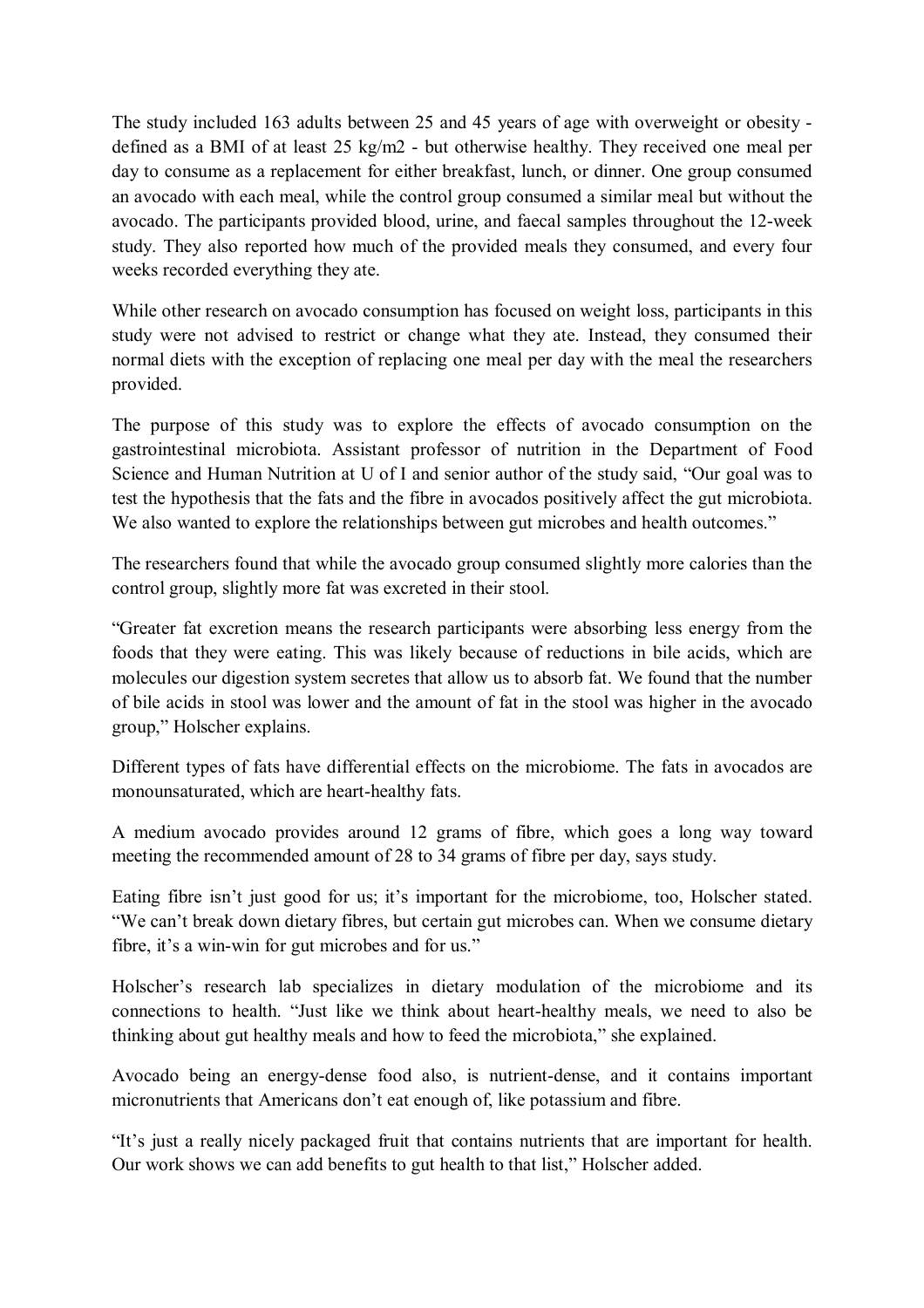The study included 163 adults between 25 and 45 years of age with overweight or obesity - defined as a BMI of at least 25 kg/m2 - but otherwise healthy. They received one meal per day to consume as a replacement for either breakfast, lunch, or dinner. One group consumed an avocado with each meal, while the control group consumed a similar meal but without the avocado. The participants provided blood, urine, and faecal samples throughout the 12-week study. They also reported how much of the provided meals they consumed, and every four weeks recorded everything they ate.

While other research on avocado consumption has focused on weight loss, participants in this study were not advised to restrict or change what they ate. Instead, they consumed their normal diets with the exception of replacing one meal per day with the meal the researchers provided.

The purpose of this study was to explore the effects of avocado consumption on the gastrointestinal microbiota. Assistant professor of nutrition in the Department of Food Science and Human Nutrition at U of I and senior author of the study said, "Our goal was to test the hypothesis that the fats and the fibre in avocados positively affect the gut microbiota. We also wanted to explore the relationships between gut microbes and health outcomes."

The researchers found that while the avocado group consumed slightly more calories than the control group, slightly more fat was excreted in their stool.

"Greater fat excretion means the research participants were absorbing less energy from the foods that they were eating. This was likely because of reductions in bile acids, which are molecules our digestion system secretes that allow us to absorb fat. We found that the number of bile acids in stool was lower and the amount of fat in the stool was higher in the avocado group," Holscher explains.

Different types of fats have differential effects on the microbiome. The fats in avocados are monounsaturated, which are heart-healthy fats.

A medium avocado provides around 12 grams of fibre, which goes a long way toward meeting the recommended amount of 28 to 34 grams of fibre per day, says study.

Eating fibre isn't just good for us; it's important for the microbiome, too, Holscher stated. "We can't break down dietary fibres, but certain gut microbes can. When we consume dietary fibre, it's a win-win for gut microbes and for us."

Holscher's research lab specializes in dietary modulation of the microbiome and its connections to health. "Just like we think about heart-healthy meals, we need to also be thinking about gut healthy meals and how to feed the microbiota," she explained.

Avocado being an energy-dense food also, is nutrient-dense, and it contains important micronutrients that Americans don't eat enough of, like potassium and fibre.

"It's just a really nicely packaged fruit that contains nutrients that are important for health. Our work shows we can add benefits to gut health to that list," Holscher added.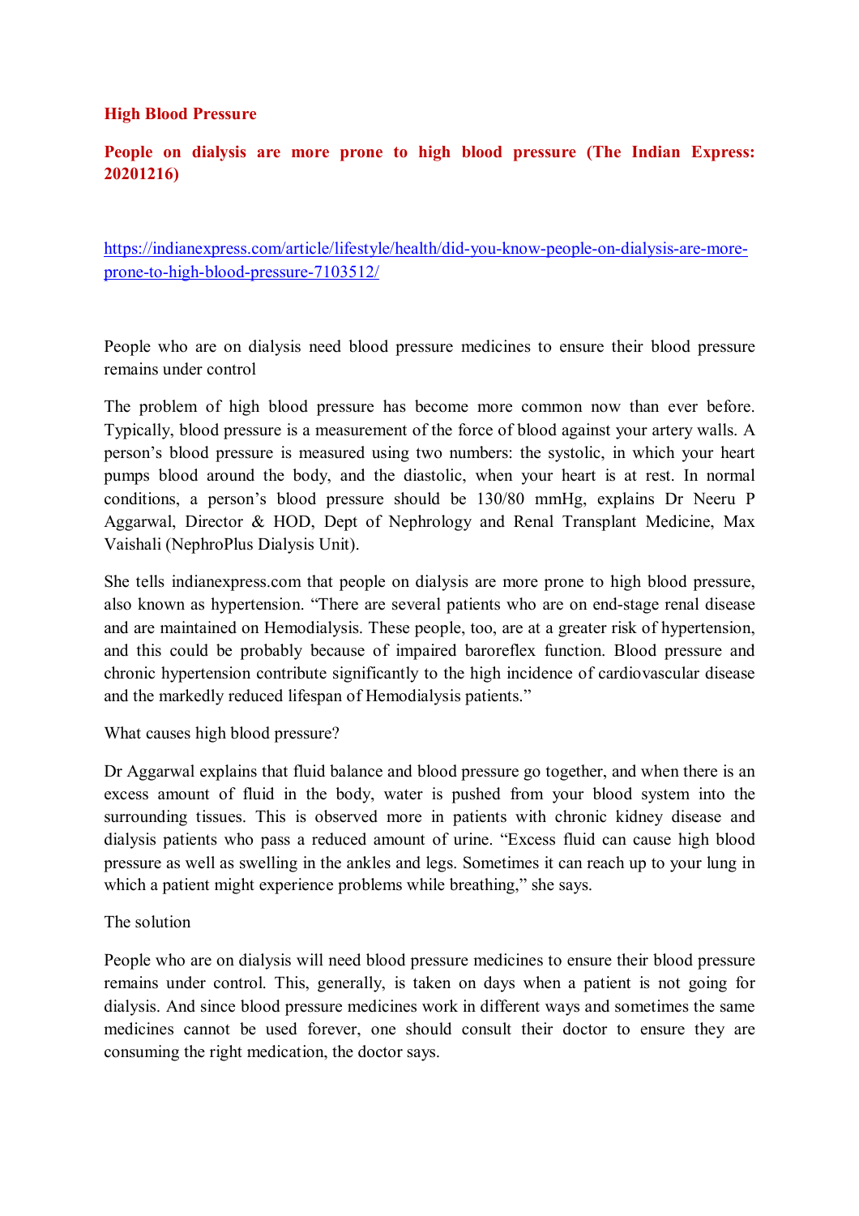## High Blood Pressure

### People on dialysis are more prone to high blood pressure (The Indian Express: 20201216)

https://indianexpress.com/article/lifestyle/health/did-you-know-people-on-dialysis-are-more-prone-to-high-blood-pressure-7103512/

People who are on dialysis need blood pressure medicines to ensure their blood pressure remains under control

The problem of high blood pressure has become more common now than ever before. Typically, blood pressure is a measurement of the force of blood against your artery walls. A person's blood pressure is measured using two numbers: the systolic, in which your heart pumps blood around the body, and the diastolic, when your heart is at rest. In normal conditions, a person's blood pressure should be 130/80 mmHg, explains Dr Neeru P Aggarwal, Director & HOD, Dept of Nephrology and Renal Transplant Medicine, Max Vaishali (NephroPlus Dialysis Unit).

She tells indianexpress.com that people on dialysis are more prone to high blood pressure, also known as hypertension. "There are several patients who are on end-stage renal disease and are maintained on Hemodialysis. These people, too, are at a greater risk of hypertension, and this could be probably because of impaired baroreflex function. Blood pressure and chronic hypertension contribute significantly to the high incidence of cardiovascular disease and the markedly reduced lifespan of Hemodialysis patients."

What causes high blood pressure?

Dr Aggarwal explains that fluid balance and blood pressure go together, and when there is an excess amount of fluid in the body, water is pushed from your blood system into the surrounding tissues. This is observed more in patients with chronic kidney disease and dialysis patients who pass a reduced amount of urine. "Excess fluid can cause high blood pressure as well as swelling in the ankles and legs. Sometimes it can reach up to your lung in which a patient might experience problems while breathing," she says.

The solution

People who are on dialysis will need blood pressure medicines to ensure their blood pressure remains under control. This, generally, is taken on days when a patient is not going for dialysis. And since blood pressure medicines work in different ways and sometimes the same medicines cannot be used forever, one should consult their doctor to ensure they are consuming the right medication, the doctor says.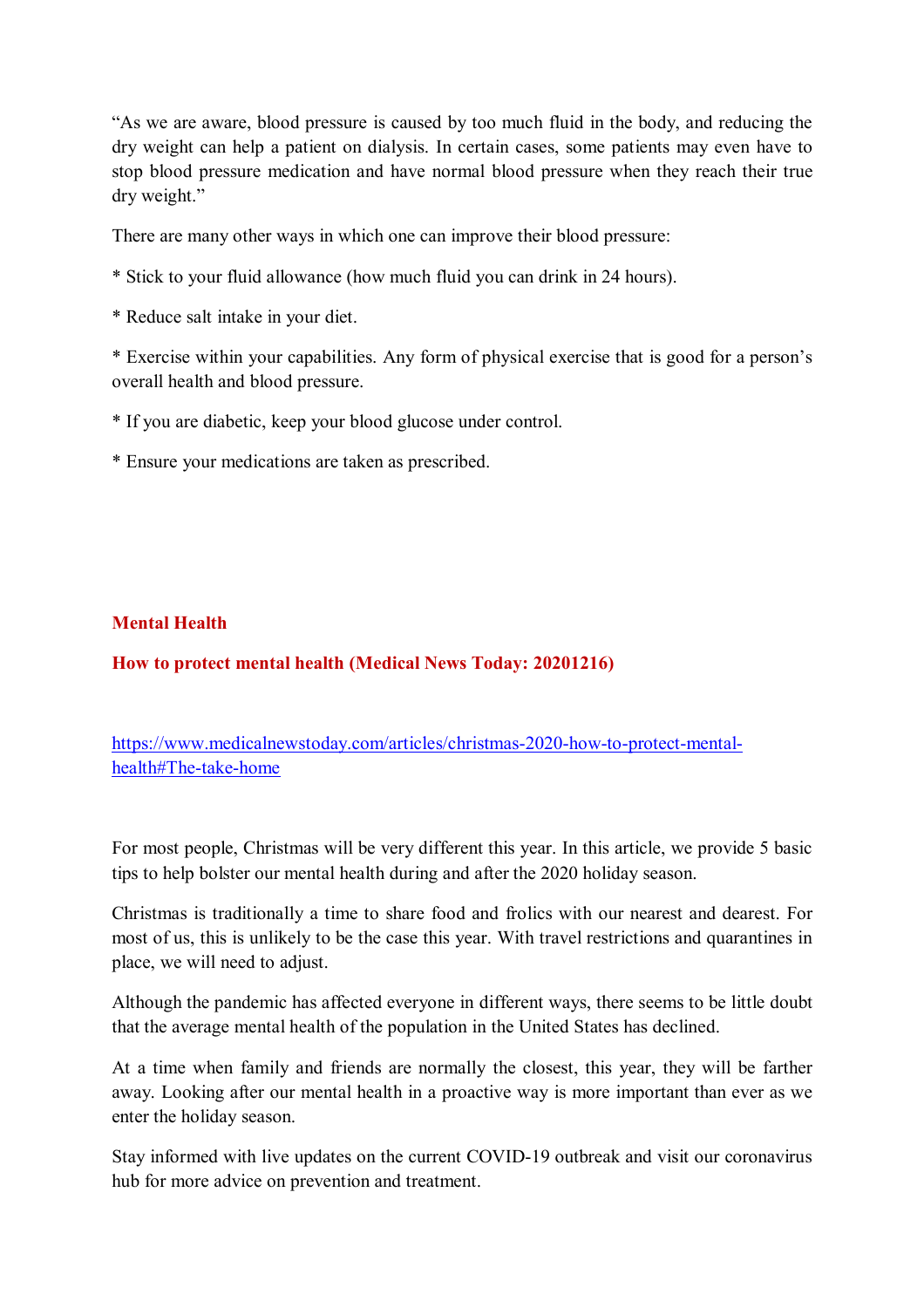"As we are aware, blood pressure is caused by too much fluid in the body, and reducing the dry weight can help a patient on dialysis. In certain cases, some patients may even have to stop blood pressure medication and have normal blood pressure when they reach their true dry weight."

There are many other ways in which one can improve their blood pressure:

* Stick to your fluid allowance (how much fluid you can drink in 24 hours).

* Reduce salt intake in your diet.

* Exercise within your capabilities. Any form of physical exercise that is good for a person's overall health and blood pressure.

* If you are diabetic, keep your blood glucose under control.

* Ensure your medications are taken as prescribed.

## Mental Health

### How to protect mental health (Medical News Today: 20201216)

https://www.medicalnewstoday.com/articles/christmas-2020-how-to-protect-mental-health#The-take-home

For most people, Christmas will be very different this year. In this article, we provide 5 basic tips to help bolster our mental health during and after the 2020 holiday season.

Christmas is traditionally a time to share food and frolics with our nearest and dearest. For most of us, this is unlikely to be the case this year. With travel restrictions and quarantines in place, we will need to adjust.

Although the pandemic has affected everyone in different ways, there seems to be little doubt that the average mental health of the population in the United States has declined.

At a time when family and friends are normally the closest, this year, they will be farther away. Looking after our mental health in a proactive way is more important than ever as we enter the holiday season.

Stay informed with live updates on the current COVID-19 outbreak and visit our coronavirus hub for more advice on prevention and treatment.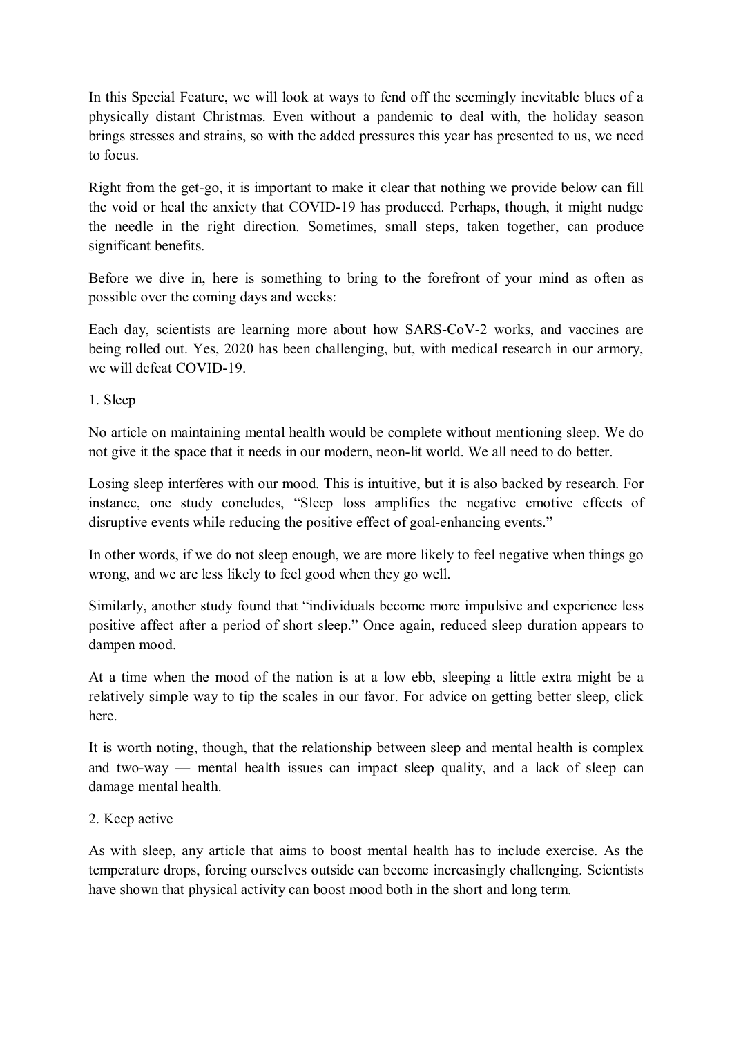In this Special Feature, we will look at ways to fend off the seemingly inevitable blues of a physically distant Christmas. Even without a pandemic to deal with, the holiday season brings stresses and strains, so with the added pressures this year has presented to us, we need to focus.

Right from the get-go, it is important to make it clear that nothing we provide below can fill the void or heal the anxiety that COVID-19 has produced. Perhaps, though, it might nudge the needle in the right direction. Sometimes, small steps, taken together, can produce significant benefits.

Before we dive in, here is something to bring to the forefront of your mind as often as possible over the coming days and weeks:

Each day, scientists are learning more about how SARS-CoV-2 works, and vaccines are being rolled out. Yes, 2020 has been challenging, but, with medical research in our armory, we will defeat COVID-19.

## 1. Sleep

No article on maintaining mental health would be complete without mentioning sleep. We do not give it the space that it needs in our modern, neon-lit world. We all need to do better.

Losing sleep interferes with our mood. This is intuitive, but it is also backed by research. For instance, one study concludes, "Sleep loss amplifies the negative emotive effects of disruptive events while reducing the positive effect of goal-enhancing events."

In other words, if we do not sleep enough, we are more likely to feel negative when things go wrong, and we are less likely to feel good when they go well.

Similarly, another study found that "individuals become more impulsive and experience less positive affect after a period of short sleep." Once again, reduced sleep duration appears to dampen mood.

At a time when the mood of the nation is at a low ebb, sleeping a little extra might be a relatively simple way to tip the scales in our favor. For advice on getting better sleep, click here.

It is worth noting, though, that the relationship between sleep and mental health is complex and two-way — mental health issues can impact sleep quality, and a lack of sleep can damage mental health.

## 2. Keep active

As with sleep, any article that aims to boost mental health has to include exercise. As the temperature drops, forcing ourselves outside can become increasingly challenging. Scientists have shown that physical activity can boost mood both in the short and long term.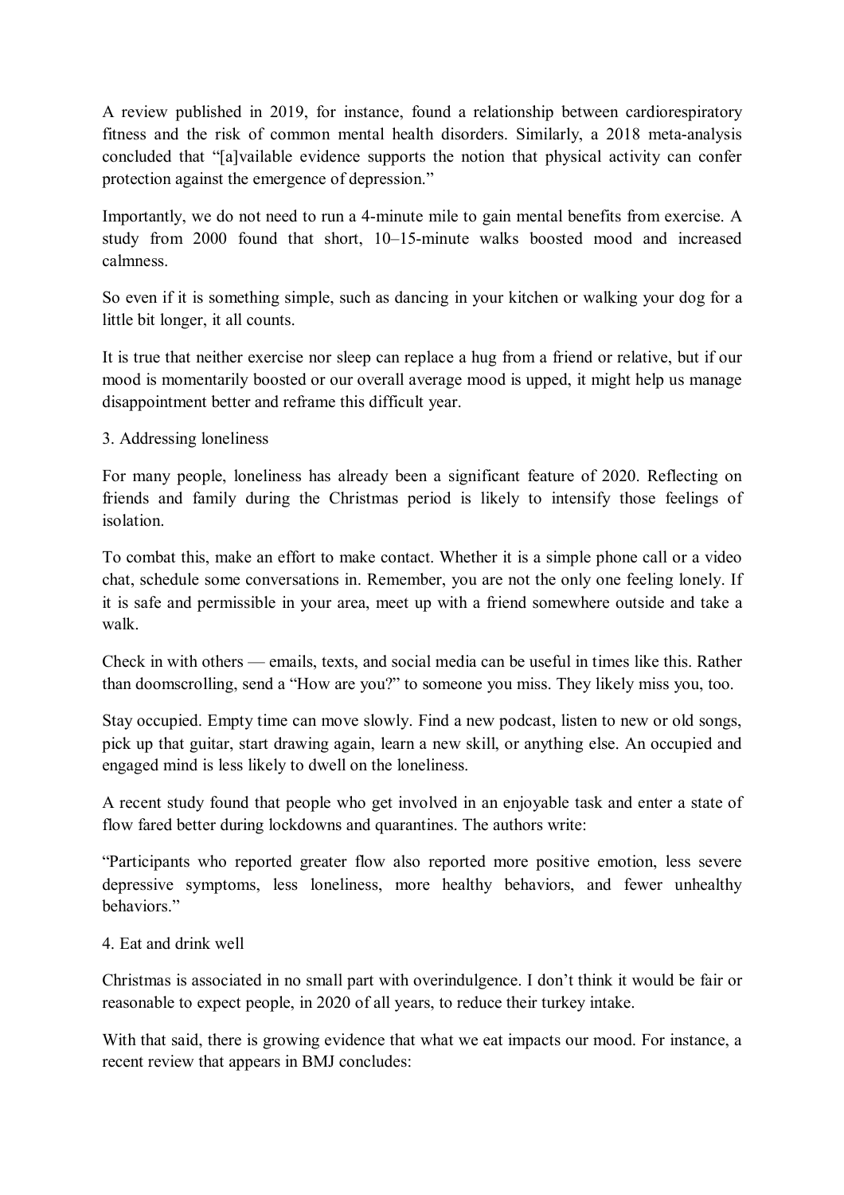A review published in 2019, for instance, found a relationship between cardiorespiratory fitness and the risk of common mental health disorders. Similarly, a 2018 meta-analysis concluded that "[a]vailable evidence supports the notion that physical activity can confer protection against the emergence of depression."

Importantly, we do not need to run a 4-minute mile to gain mental benefits from exercise. A study from 2000 found that short, 10–15-minute walks boosted mood and increased calmness.

So even if it is something simple, such as dancing in your kitchen or walking your dog for a little bit longer, it all counts.

It is true that neither exercise nor sleep can replace a hug from a friend or relative, but if our mood is momentarily boosted or our overall average mood is upped, it might help us manage disappointment better and reframe this difficult year.

3. Addressing loneliness

For many people, loneliness has already been a significant feature of 2020. Reflecting on friends and family during the Christmas period is likely to intensify those feelings of isolation.

To combat this, make an effort to make contact. Whether it is a simple phone call or a video chat, schedule some conversations in. Remember, you are not the only one feeling lonely. If it is safe and permissible in your area, meet up with a friend somewhere outside and take a walk.

Check in with others — emails, texts, and social media can be useful in times like this. Rather than doomscrolling, send a "How are you?" to someone you miss. They likely miss you, too.

Stay occupied. Empty time can move slowly. Find a new podcast, listen to new or old songs, pick up that guitar, start drawing again, learn a new skill, or anything else. An occupied and engaged mind is less likely to dwell on the loneliness.

A recent study found that people who get involved in an enjoyable task and enter a state of flow fared better during lockdowns and quarantines. The authors write:

"Participants who reported greater flow also reported more positive emotion, less severe depressive symptoms, less loneliness, more healthy behaviors, and fewer unhealthy behaviors."

4. Eat and drink well

Christmas is associated in no small part with overindulgence. I don't think it would be fair or reasonable to expect people, in 2020 of all years, to reduce their turkey intake.

With that said, there is growing evidence that what we eat impacts our mood. For instance, a recent review that appears in BMJ concludes: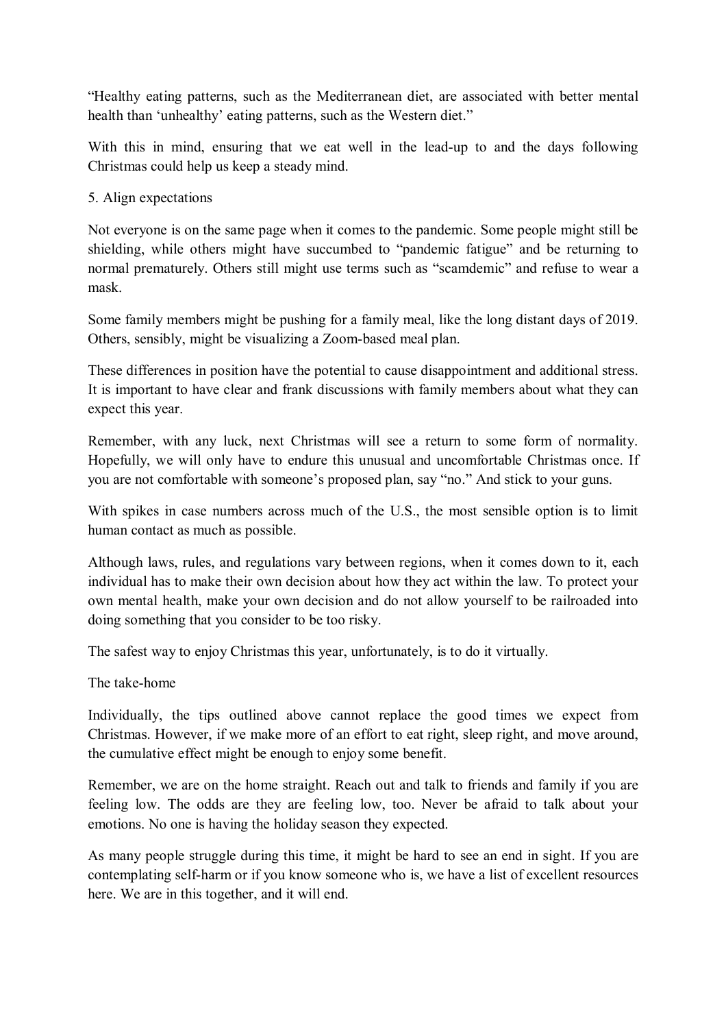"Healthy eating patterns, such as the Mediterranean diet, are associated with better mental health than 'unhealthy' eating patterns, such as the Western diet."

With this in mind, ensuring that we eat well in the lead-up to and the days following Christmas could help us keep a steady mind.

### 5. Align expectations

Not everyone is on the same page when it comes to the pandemic. Some people might still be shielding, while others might have succumbed to "pandemic fatigue" and be returning to normal prematurely. Others still might use terms such as "scamdemic" and refuse to wear a mask.

Some family members might be pushing for a family meal, like the long distant days of 2019. Others, sensibly, might be visualizing a Zoom-based meal plan.

These differences in position have the potential to cause disappointment and additional stress. It is important to have clear and frank discussions with family members about what they can expect this year.

Remember, with any luck, next Christmas will see a return to some form of normality. Hopefully, we will only have to endure this unusual and uncomfortable Christmas once. If you are not comfortable with someone's proposed plan, say "no." And stick to your guns.

With spikes in case numbers across much of the U.S., the most sensible option is to limit human contact as much as possible.

Although laws, rules, and regulations vary between regions, when it comes down to it, each individual has to make their own decision about how they act within the law. To protect your own mental health, make your own decision and do not allow yourself to be railroaded into doing something that you consider to be too risky.

The safest way to enjoy Christmas this year, unfortunately, is to do it virtually.

### The take-home

Individually, the tips outlined above cannot replace the good times we expect from Christmas. However, if we make more of an effort to eat right, sleep right, and move around, the cumulative effect might be enough to enjoy some benefit.

Remember, we are on the home straight. Reach out and talk to friends and family if you are feeling low. The odds are they are feeling low, too. Never be afraid to talk about your emotions. No one is having the holiday season they expected.

As many people struggle during this time, it might be hard to see an end in sight. If you are contemplating self-harm or if you know someone who is, we have a list of excellent resources here. We are in this together, and it will end.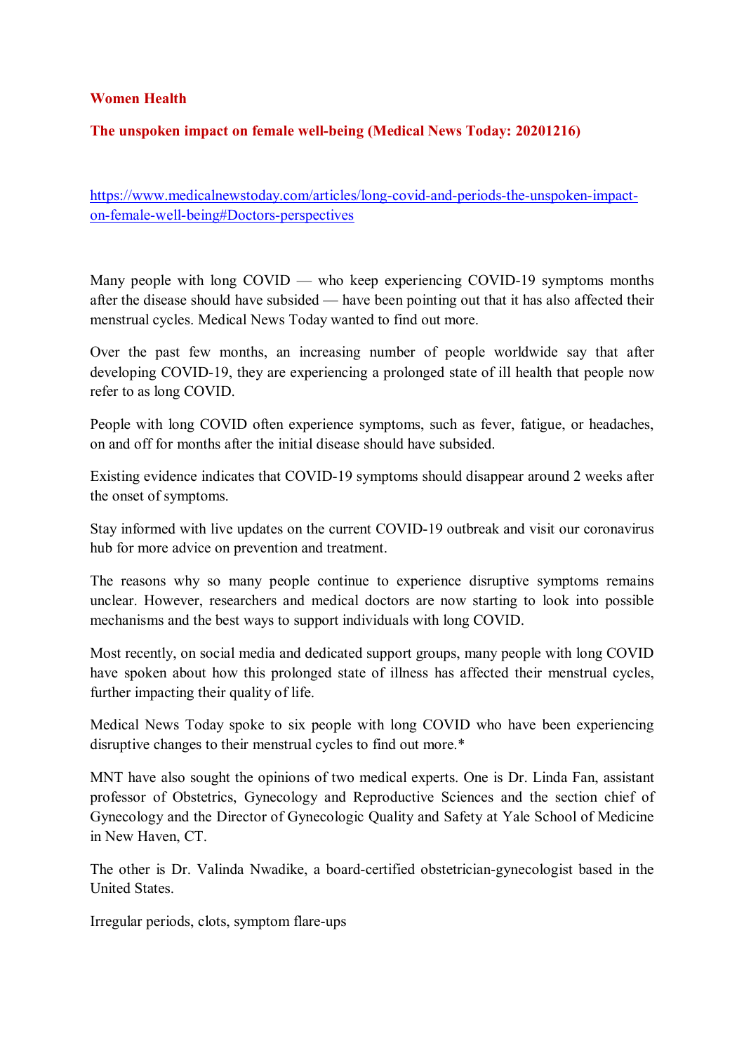**Women Health**

**The unspoken impact on female well-being (Medical News Today: 20201216)**

https://www.medicalnewstoday.com/articles/long-covid-and-periods-the-unspoken-impact-on-female-well-being#Doctors-perspectives

Many people with long COVID — who keep experiencing COVID-19 symptoms months after the disease should have subsided — have been pointing out that it has also affected their menstrual cycles. Medical News Today wanted to find out more.

Over the past few months, an increasing number of people worldwide say that after developing COVID-19, they are experiencing a prolonged state of ill health that people now refer to as long COVID.

People with long COVID often experience symptoms, such as fever, fatigue, or headaches, on and off for months after the initial disease should have subsided.

Existing evidence indicates that COVID-19 symptoms should disappear around 2 weeks after the onset of symptoms.

Stay informed with live updates on the current COVID-19 outbreak and visit our coronavirus hub for more advice on prevention and treatment.

The reasons why so many people continue to experience disruptive symptoms remains unclear. However, researchers and medical doctors are now starting to look into possible mechanisms and the best ways to support individuals with long COVID.

Most recently, on social media and dedicated support groups, many people with long COVID have spoken about how this prolonged state of illness has affected their menstrual cycles, further impacting their quality of life.

Medical News Today spoke to six people with long COVID who have been experiencing disruptive changes to their menstrual cycles to find out more.*

MNT have also sought the opinions of two medical experts. One is Dr. Linda Fan, assistant professor of Obstetrics, Gynecology and Reproductive Sciences and the section chief of Gynecology and the Director of Gynecologic Quality and Safety at Yale School of Medicine in New Haven, CT.

The other is Dr. Valinda Nwadike, a board-certified obstetrician-gynecologist based in the United States.

Irregular periods, clots, symptom flare-ups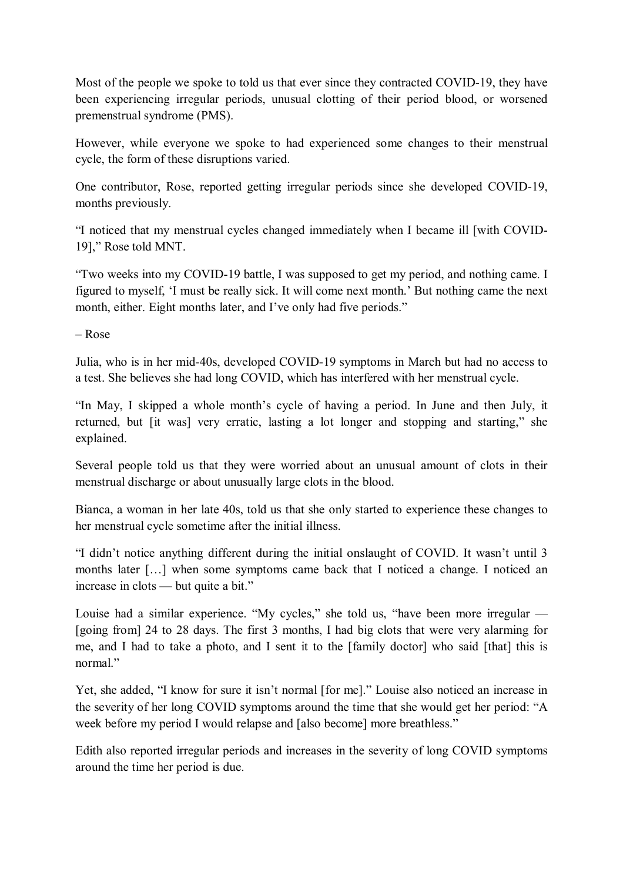Most of the people we spoke to told us that ever since they contracted COVID-19, they have been experiencing irregular periods, unusual clotting of their period blood, or worsened premenstrual syndrome (PMS).

However, while everyone we spoke to had experienced some changes to their menstrual cycle, the form of these disruptions varied.

One contributor, Rose, reported getting irregular periods since she developed COVID-19, months previously.

"I noticed that my menstrual cycles changed immediately when I became ill [with COVID-19]," Rose told MNT.

"Two weeks into my COVID-19 battle, I was supposed to get my period, and nothing came. I figured to myself, 'I must be really sick. It will come next month.' But nothing came the next month, either. Eight months later, and I've only had five periods."

– Rose

Julia, who is in her mid-40s, developed COVID-19 symptoms in March but had no access to a test. She believes she had long COVID, which has interfered with her menstrual cycle.

"In May, I skipped a whole month's cycle of having a period. In June and then July, it returned, but [it was] very erratic, lasting a lot longer and stopping and starting," she explained.

Several people told us that they were worried about an unusual amount of clots in their menstrual discharge or about unusually large clots in the blood.

Bianca, a woman in her late 40s, told us that she only started to experience these changes to her menstrual cycle sometime after the initial illness.

"I didn't notice anything different during the initial onslaught of COVID. It wasn't until 3 months later […] when some symptoms came back that I noticed a change. I noticed an increase in clots — but quite a bit."

Louise had a similar experience. "My cycles," she told us, "have been more irregular — [going from] 24 to 28 days. The first 3 months, I had big clots that were very alarming for me, and I had to take a photo, and I sent it to the [family doctor] who said [that] this is normal."

Yet, she added, "I know for sure it isn't normal [for me]." Louise also noticed an increase in the severity of her long COVID symptoms around the time that she would get her period: "A week before my period I would relapse and [also become] more breathless."

Edith also reported irregular periods and increases in the severity of long COVID symptoms around the time her period is due.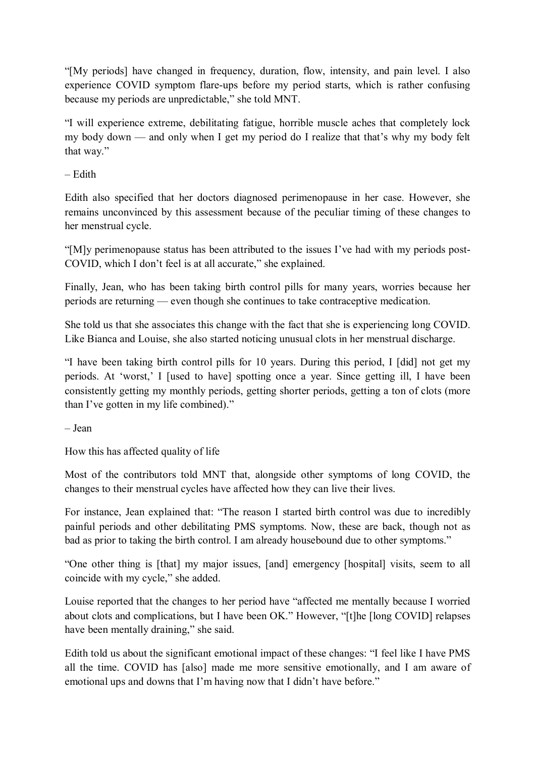"[My periods] have changed in frequency, duration, flow, intensity, and pain level. I also experience COVID symptom flare-ups before my period starts, which is rather confusing because my periods are unpredictable," she told MNT.

"I will experience extreme, debilitating fatigue, horrible muscle aches that completely lock my body down — and only when I get my period do I realize that that's why my body felt that way."

– Edith

Edith also specified that her doctors diagnosed perimenopause in her case. However, she remains unconvinced by this assessment because of the peculiar timing of these changes to her menstrual cycle.

"[M]y perimenopause status has been attributed to the issues I've had with my periods post-COVID, which I don't feel is at all accurate," she explained.

Finally, Jean, who has been taking birth control pills for many years, worries because her periods are returning — even though she continues to take contraceptive medication.

She told us that she associates this change with the fact that she is experiencing long COVID. Like Bianca and Louise, she also started noticing unusual clots in her menstrual discharge.

"I have been taking birth control pills for 10 years. During this period, I [did] not get my periods. At 'worst,' I [used to have] spotting once a year. Since getting ill, I have been consistently getting my monthly periods, getting shorter periods, getting a ton of clots (more than I've gotten in my life combined)."

– Jean

## How this has affected quality of life

Most of the contributors told MNT that, alongside other symptoms of long COVID, the changes to their menstrual cycles have affected how they can live their lives.

For instance, Jean explained that: "The reason I started birth control was due to incredibly painful periods and other debilitating PMS symptoms. Now, these are back, though not as bad as prior to taking the birth control. I am already housebound due to other symptoms."

"One other thing is [that] my major issues, [and] emergency [hospital] visits, seem to all coincide with my cycle," she added.

Louise reported that the changes to her period have "affected me mentally because I worried about clots and complications, but I have been OK." However, "[t]he [long COVID] relapses have been mentally draining," she said.

Edith told us about the significant emotional impact of these changes: "I feel like I have PMS all the time. COVID has [also] made me more sensitive emotionally, and I am aware of emotional ups and downs that I'm having now that I didn't have before."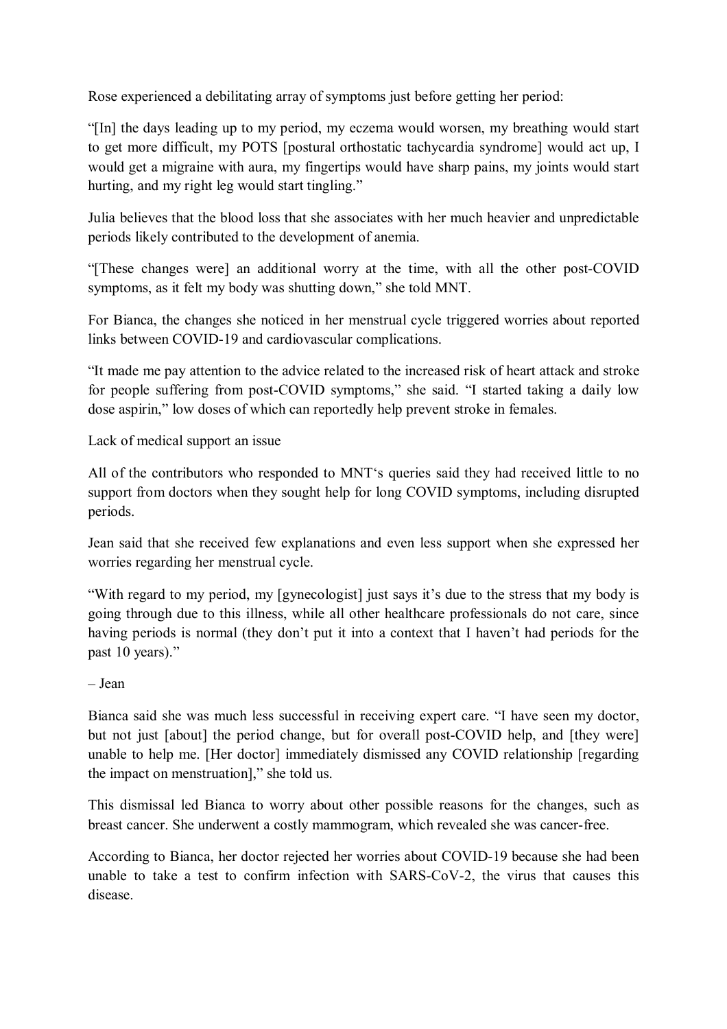Rose experienced a debilitating array of symptoms just before getting her period:

"[In] the days leading up to my period, my eczema would worsen, my breathing would start to get more difficult, my POTS [postural orthostatic tachycardia syndrome] would act up, I would get a migraine with aura, my fingertips would have sharp pains, my joints would start hurting, and my right leg would start tingling."

Julia believes that the blood loss that she associates with her much heavier and unpredictable periods likely contributed to the development of anemia.

"[These changes were] an additional worry at the time, with all the other post-COVID symptoms, as it felt my body was shutting down," she told MNT.

For Bianca, the changes she noticed in her menstrual cycle triggered worries about reported links between COVID-19 and cardiovascular complications.

"It made me pay attention to the advice related to the increased risk of heart attack and stroke for people suffering from post-COVID symptoms," she said. "I started taking a daily low dose aspirin," low doses of which can reportedly help prevent stroke in females.

## Lack of medical support an issue

All of the contributors who responded to MNT's queries said they had received little to no support from doctors when they sought help for long COVID symptoms, including disrupted periods.

Jean said that she received few explanations and even less support when she expressed her worries regarding her menstrual cycle.

"With regard to my period, my [gynecologist] just says it's due to the stress that my body is going through due to this illness, while all other healthcare professionals do not care, since having periods is normal (they don't put it into a context that I haven't had periods for the past 10 years)."

– Jean

Bianca said she was much less successful in receiving expert care. "I have seen my doctor, but not just [about] the period change, but for overall post-COVID help, and [they were] unable to help me. [Her doctor] immediately dismissed any COVID relationship [regarding the impact on menstruation]," she told us.

This dismissal led Bianca to worry about other possible reasons for the changes, such as breast cancer. She underwent a costly mammogram, which revealed she was cancer-free.

According to Bianca, her doctor rejected her worries about COVID-19 because she had been unable to take a test to confirm infection with SARS-CoV-2, the virus that causes this disease.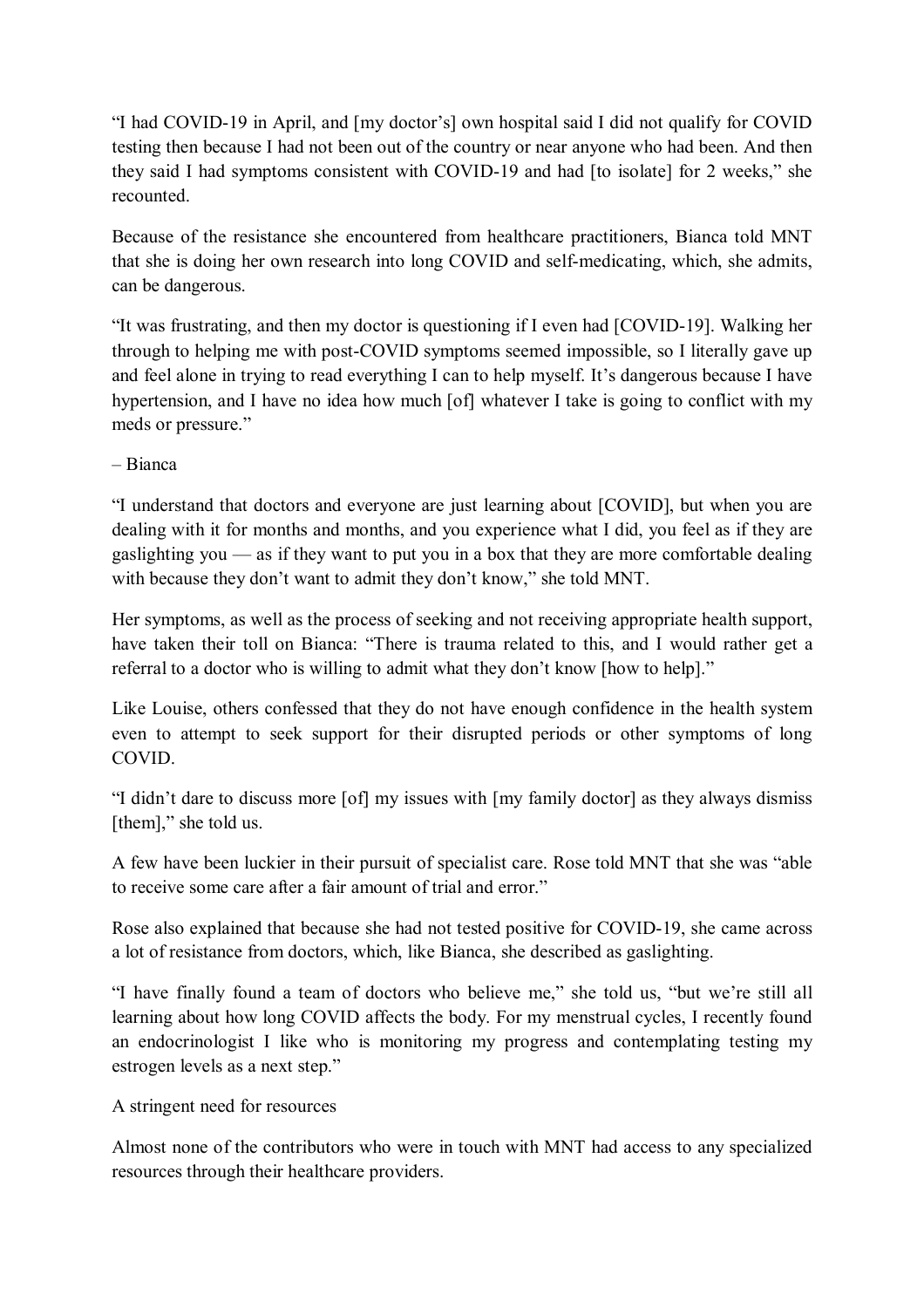"I had COVID-19 in April, and [my doctor's] own hospital said I did not qualify for COVID testing then because I had not been out of the country or near anyone who had been. And then they said I had symptoms consistent with COVID-19 and had [to isolate] for 2 weeks," she recounted.

Because of the resistance she encountered from healthcare practitioners, Bianca told MNT that she is doing her own research into long COVID and self-medicating, which, she admits, can be dangerous.

"It was frustrating, and then my doctor is questioning if I even had [COVID-19]. Walking her through to helping me with post-COVID symptoms seemed impossible, so I literally gave up and feel alone in trying to read everything I can to help myself. It's dangerous because I have hypertension, and I have no idea how much [of] whatever I take is going to conflict with my meds or pressure."

– Bianca

"I understand that doctors and everyone are just learning about [COVID], but when you are dealing with it for months and months, and you experience what I did, you feel as if they are gaslighting you — as if they want to put you in a box that they are more comfortable dealing with because they don't want to admit they don't know," she told MNT.

Her symptoms, as well as the process of seeking and not receiving appropriate health support, have taken their toll on Bianca: "There is trauma related to this, and I would rather get a referral to a doctor who is willing to admit what they don't know [how to help]."

Like Louise, others confessed that they do not have enough confidence in the health system even to attempt to seek support for their disrupted periods or other symptoms of long COVID.

"I didn't dare to discuss more [of] my issues with [my family doctor] as they always dismiss [them]," she told us.

A few have been luckier in their pursuit of specialist care. Rose told MNT that she was "able to receive some care after a fair amount of trial and error."

Rose also explained that because she had not tested positive for COVID-19, she came across a lot of resistance from doctors, which, like Bianca, she described as gaslighting.

"I have finally found a team of doctors who believe me," she told us, "but we're still all learning about how long COVID affects the body. For my menstrual cycles, I recently found an endocrinologist I like who is monitoring my progress and contemplating testing my estrogen levels as a next step."

## A stringent need for resources

Almost none of the contributors who were in touch with MNT had access to any specialized resources through their healthcare providers.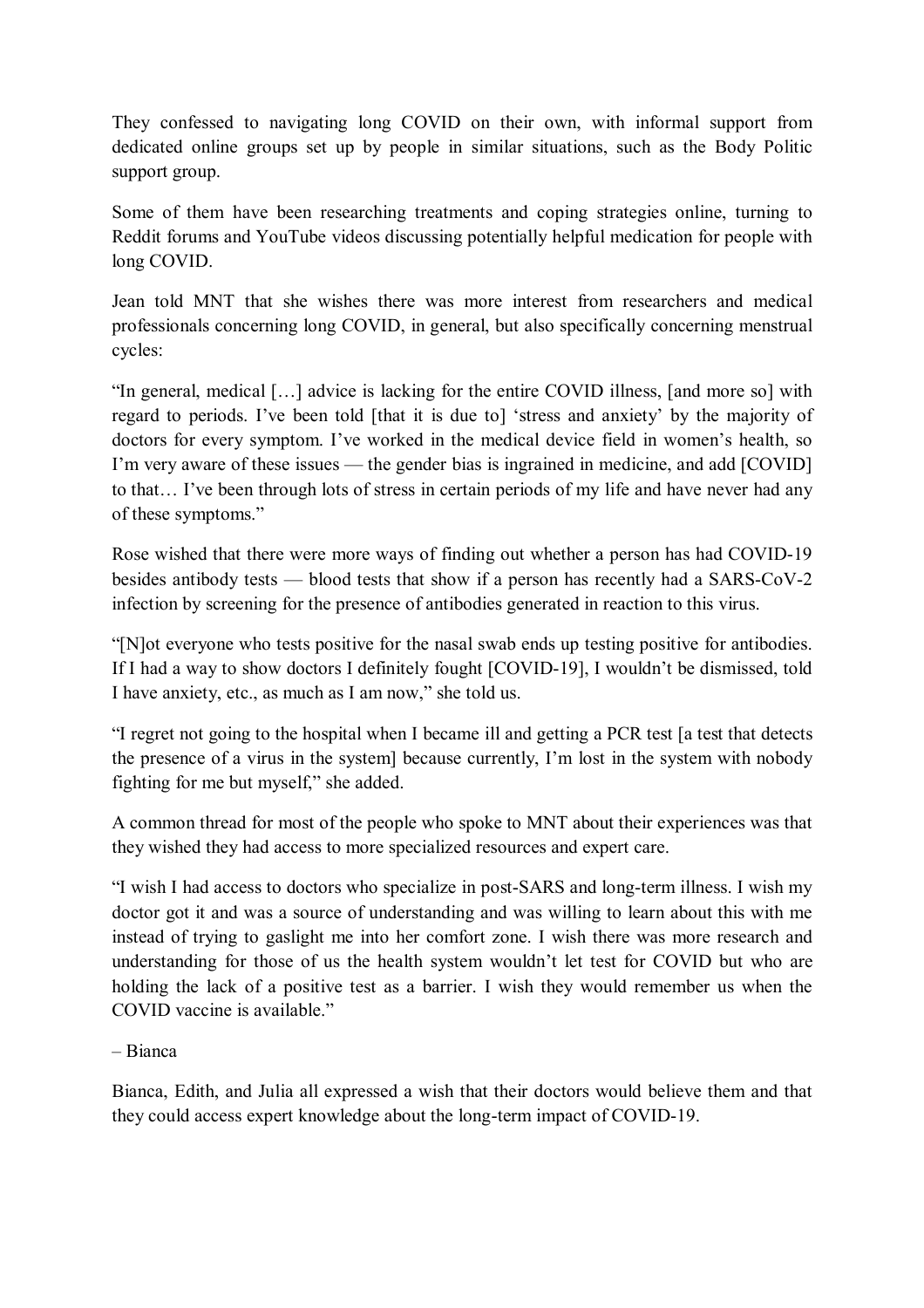They confessed to navigating long COVID on their own, with informal support from dedicated online groups set up by people in similar situations, such as the Body Politic support group.

Some of them have been researching treatments and coping strategies online, turning to Reddit forums and YouTube videos discussing potentially helpful medication for people with long COVID.

Jean told MNT that she wishes there was more interest from researchers and medical professionals concerning long COVID, in general, but also specifically concerning menstrual cycles:

"In general, medical […] advice is lacking for the entire COVID illness, [and more so] with regard to periods. I've been told [that it is due to] 'stress and anxiety' by the majority of doctors for every symptom. I've worked in the medical device field in women's health, so I'm very aware of these issues — the gender bias is ingrained in medicine, and add [COVID] to that… I've been through lots of stress in certain periods of my life and have never had any of these symptoms."

Rose wished that there were more ways of finding out whether a person has had COVID-19 besides antibody tests — blood tests that show if a person has recently had a SARS-CoV-2 infection by screening for the presence of antibodies generated in reaction to this virus.

"[N]ot everyone who tests positive for the nasal swab ends up testing positive for antibodies. If I had a way to show doctors I definitely fought [COVID-19], I wouldn't be dismissed, told I have anxiety, etc., as much as I am now," she told us.

"I regret not going to the hospital when I became ill and getting a PCR test [a test that detects the presence of a virus in the system] because currently, I'm lost in the system with nobody fighting for me but myself," she added.

A common thread for most of the people who spoke to MNT about their experiences was that they wished they had access to more specialized resources and expert care.

"I wish I had access to doctors who specialize in post-SARS and long-term illness. I wish my doctor got it and was a source of understanding and was willing to learn about this with me instead of trying to gaslight me into her comfort zone. I wish there was more research and understanding for those of us the health system wouldn't let test for COVID but who are holding the lack of a positive test as a barrier. I wish they would remember us when the COVID vaccine is available."

– Bianca

Bianca, Edith, and Julia all expressed a wish that their doctors would believe them and that they could access expert knowledge about the long-term impact of COVID-19.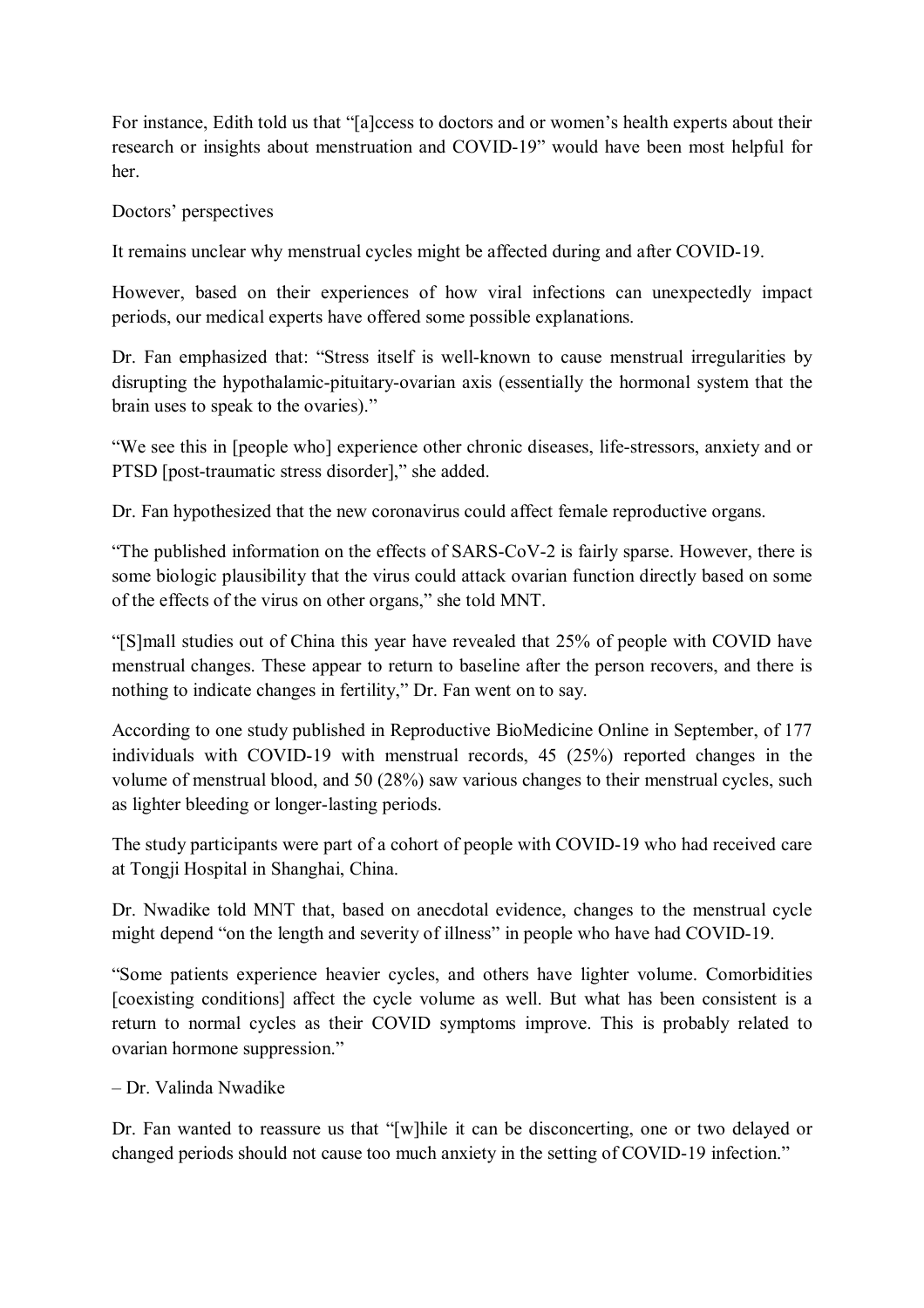For instance, Edith told us that "[a]ccess to doctors and or women's health experts about their research or insights about menstruation and COVID-19" would have been most helpful for her.

## Doctors' perspectives

It remains unclear why menstrual cycles might be affected during and after COVID-19.

However, based on their experiences of how viral infections can unexpectedly impact periods, our medical experts have offered some possible explanations.

Dr. Fan emphasized that: "Stress itself is well-known to cause menstrual irregularities by disrupting the hypothalamic-pituitary-ovarian axis (essentially the hormonal system that the brain uses to speak to the ovaries)."

"We see this in [people who] experience other chronic diseases, life-stressors, anxiety and or PTSD [post-traumatic stress disorder]," she added.

Dr. Fan hypothesized that the new coronavirus could affect female reproductive organs.

"The published information on the effects of SARS-CoV-2 is fairly sparse. However, there is some biologic plausibility that the virus could attack ovarian function directly based on some of the effects of the virus on other organs," she told MNT.

"[S]mall studies out of China this year have revealed that 25% of people with COVID have menstrual changes. These appear to return to baseline after the person recovers, and there is nothing to indicate changes in fertility," Dr. Fan went on to say.

According to one study published in Reproductive BioMedicine Online in September, of 177 individuals with COVID-19 with menstrual records, 45 (25%) reported changes in the volume of menstrual blood, and 50 (28%) saw various changes to their menstrual cycles, such as lighter bleeding or longer-lasting periods.

The study participants were part of a cohort of people with COVID-19 who had received care at Tongji Hospital in Shanghai, China.

Dr. Nwadike told MNT that, based on anecdotal evidence, changes to the menstrual cycle might depend "on the length and severity of illness" in people who have had COVID-19.

"Some patients experience heavier cycles, and others have lighter volume. Comorbidities [coexisting conditions] affect the cycle volume as well. But what has been consistent is a return to normal cycles as their COVID symptoms improve. This is probably related to ovarian hormone suppression."

– Dr. Valinda Nwadike

Dr. Fan wanted to reassure us that "[w]hile it can be disconcerting, one or two delayed or changed periods should not cause too much anxiety in the setting of COVID-19 infection."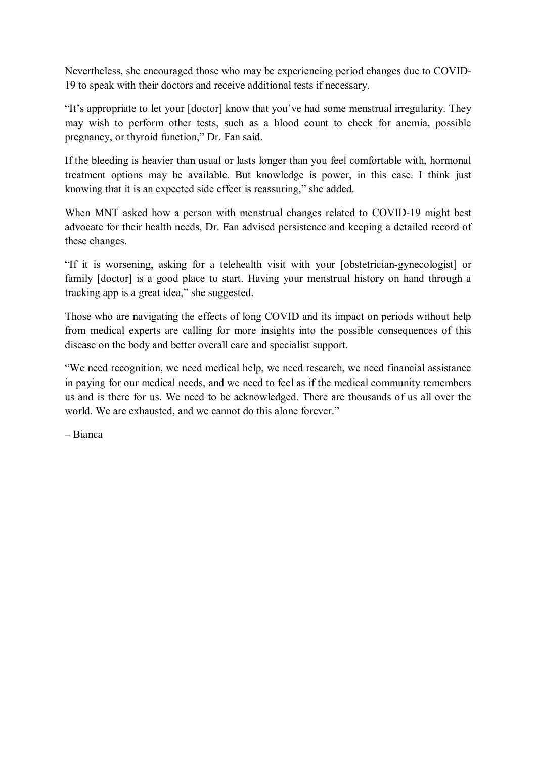Nevertheless, she encouraged those who may be experiencing period changes due to COVID-19 to speak with their doctors and receive additional tests if necessary.

“It’s appropriate to let your [doctor] know that you’ve had some menstrual irregularity. They may wish to perform other tests, such as a blood count to check for anemia, possible pregnancy, or thyroid function,” Dr. Fan said.

If the bleeding is heavier than usual or lasts longer than you feel comfortable with, hormonal treatment options may be available. But knowledge is power, in this case. I think just knowing that it is an expected side effect is reassuring,” she added.

When MNT asked how a person with menstrual changes related to COVID-19 might best advocate for their health needs, Dr. Fan advised persistence and keeping a detailed record of these changes.

“If it is worsening, asking for a telehealth visit with your [obstetrician-gynecologist] or family [doctor] is a good place to start. Having your menstrual history on hand through a tracking app is a great idea,” she suggested.

Those who are navigating the effects of long COVID and its impact on periods without help from medical experts are calling for more insights into the possible consequences of this disease on the body and better overall care and specialist support.

“We need recognition, we need medical help, we need research, we need financial assistance in paying for our medical needs, and we need to feel as if the medical community remembers us and is there for us. We need to be acknowledged. There are thousands of us all over the world. We are exhausted, and we cannot do this alone forever.”

– Bianca